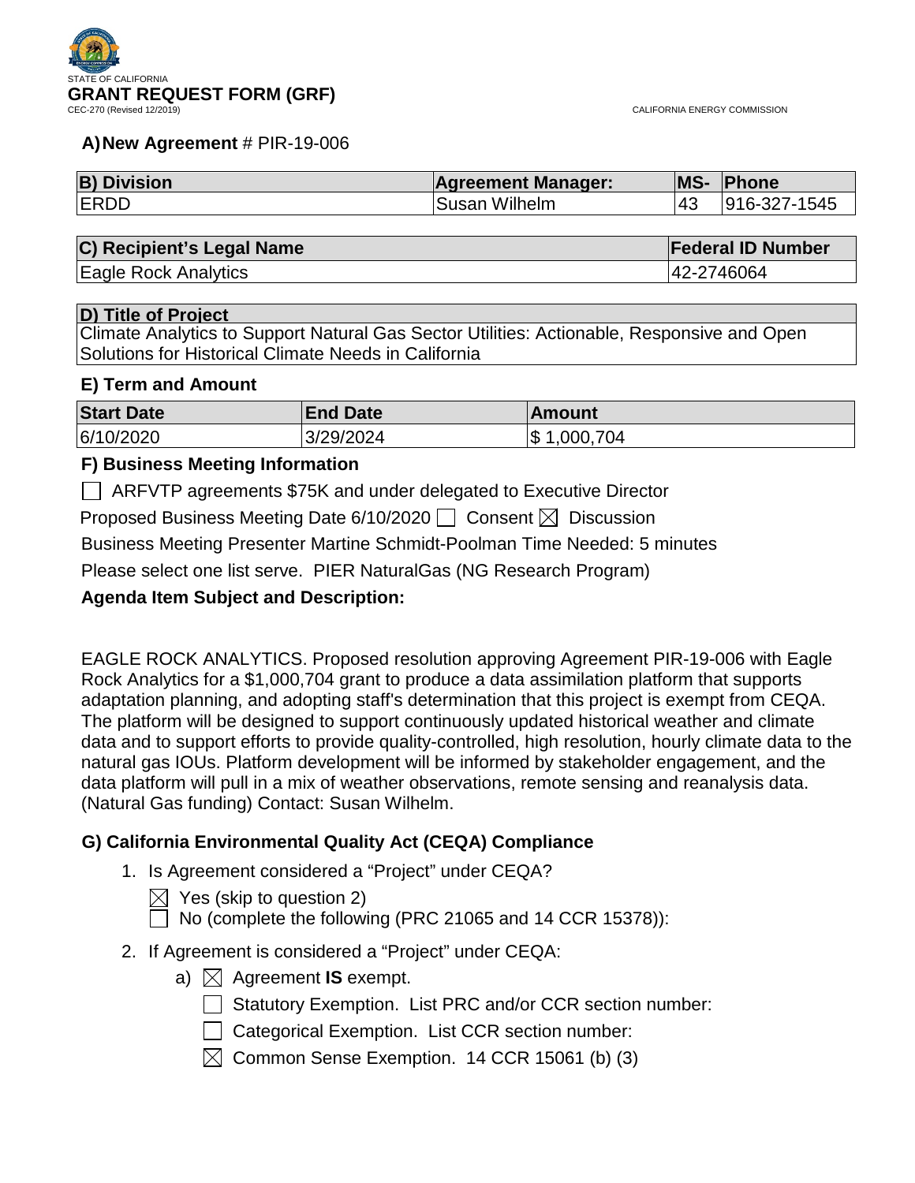STATE OF CALIFORNIA

# GRANT REQUEST FORM (GRF)

CEC-270 (Revised 12/2019) CALIFORNIA ENERGY COMMISSION

## A) New Agreement # PIR-19-006

| B) Division | Agreement Manager: | MS- | Phone |
| --- | --- | --- | --- |
| ERDD | Susan Wilhelm | 43 | 916-327-1545 |

| C) Recipient's Legal Name | Federal ID Number |
| --- | --- |
| Eagle Rock Analytics | 42-2746064 |

| D) Title of Project |
| --- |
| Climate Analytics to Support Natural Gas Sector Utilities: Actionable, Responsive and Open Solutions for Historical Climate Needs in California |

## E) Term and Amount

| Start Date | End Date | Amount |
| --- | --- | --- |
| 6/10/2020 | 3/29/2024 | $ 1,000,704 |

## F) Business Meeting Information

☐ ARFVTP agreements $75K and under delegated to Executive Director

Proposed Business Meeting Date 6/10/2020 ☐ Consent ☒ Discussion

Business Meeting Presenter Martine Schmidt-Poolman Time Needed: 5 minutes

Please select one list serve. PIER NaturalGas (NG Research Program)

**Agenda Item Subject and Description:**

EAGLE ROCK ANALYTICS. Proposed resolution approving Agreement PIR-19-006 with Eagle Rock Analytics for a $1,000,704 grant to produce a data assimilation platform that supports adaptation planning, and adopting staff's determination that this project is exempt from CEQA. The platform will be designed to support continuously updated historical weather and climate data and to support efforts to provide quality-controlled, high resolution, hourly climate data to the natural gas IOUs. Platform development will be informed by stakeholder engagement, and the data platform will pull in a mix of weather observations, remote sensing and reanalysis data. (Natural Gas funding) Contact: Susan Wilhelm.

## G) California Environmental Quality Act (CEQA) Compliance

1. Is Agreement considered a "Project" under CEQA?

   ☒ Yes (skip to question 2)

   ☐ No (complete the following (PRC 21065 and 14 CCR 15378)):

2. If Agreement is considered a "Project" under CEQA:

   a) ☒ Agreement **IS** exempt.

      ☐ Statutory Exemption. List PRC and/or CCR section number:

      ☐ Categorical Exemption. List CCR section number:

      ☒ Common Sense Exemption. 14 CCR 15061 (b) (3)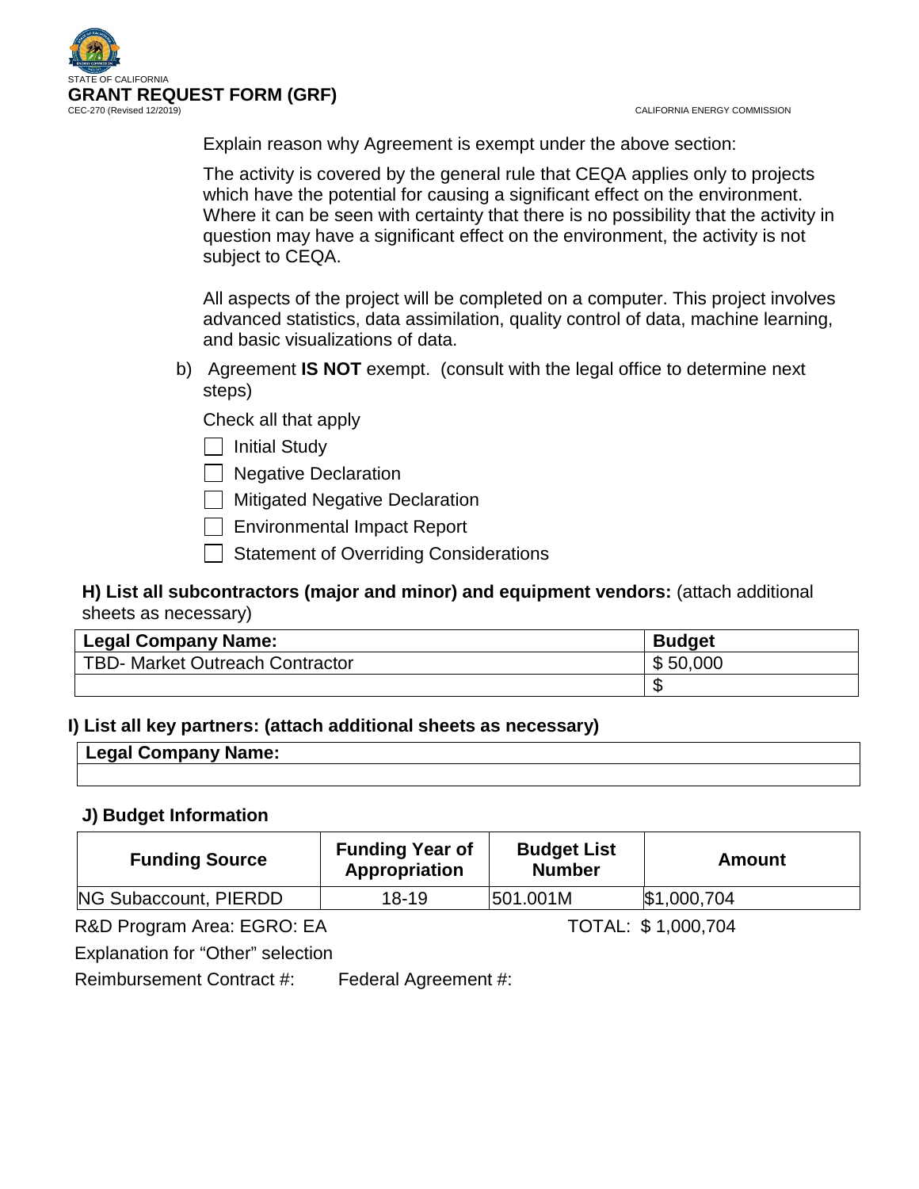Explain reason why Agreement is exempt under the above section:

The activity is covered by the general rule that CEQA applies only to projects which have the potential for causing a significant effect on the environment. Where it can be seen with certainty that there is no possibility that the activity in question may have a significant effect on the environment, the activity is not subject to CEQA.

All aspects of the project will be completed on a computer. This project involves advanced statistics, data assimilation, quality control of data, machine learning, and basic visualizations of data.

b) Agreement **IS NOT** exempt. (consult with the legal office to determine next steps)

Check all that apply

- [ ] Initial Study
- [ ] Negative Declaration
- [ ] Mitigated Negative Declaration
- [ ] Environmental Impact Report
- [ ] Statement of Overriding Considerations

**H) List all subcontractors (major and minor) and equipment vendors:** (attach additional sheets as necessary)

| Legal Company Name: | Budget |
|---|---|
| TBD- Market Outreach Contractor | $ 50,000 |
| | $ |

**I) List all key partners: (attach additional sheets as necessary)**

| Legal Company Name: |
|---|
| |

**J) Budget Information**

| Funding Source | Funding Year of Appropriation | Budget List Number | Amount |
|---|---|---|---|
| NG Subaccount, PIERDD | 18-19 | 501.001M | $1,000,704 |

R&D Program Area: EGRO: EA　　TOTAL: $ 1,000,704

Explanation for “Other” selection

Reimbursement Contract #:　　Federal Agreement #: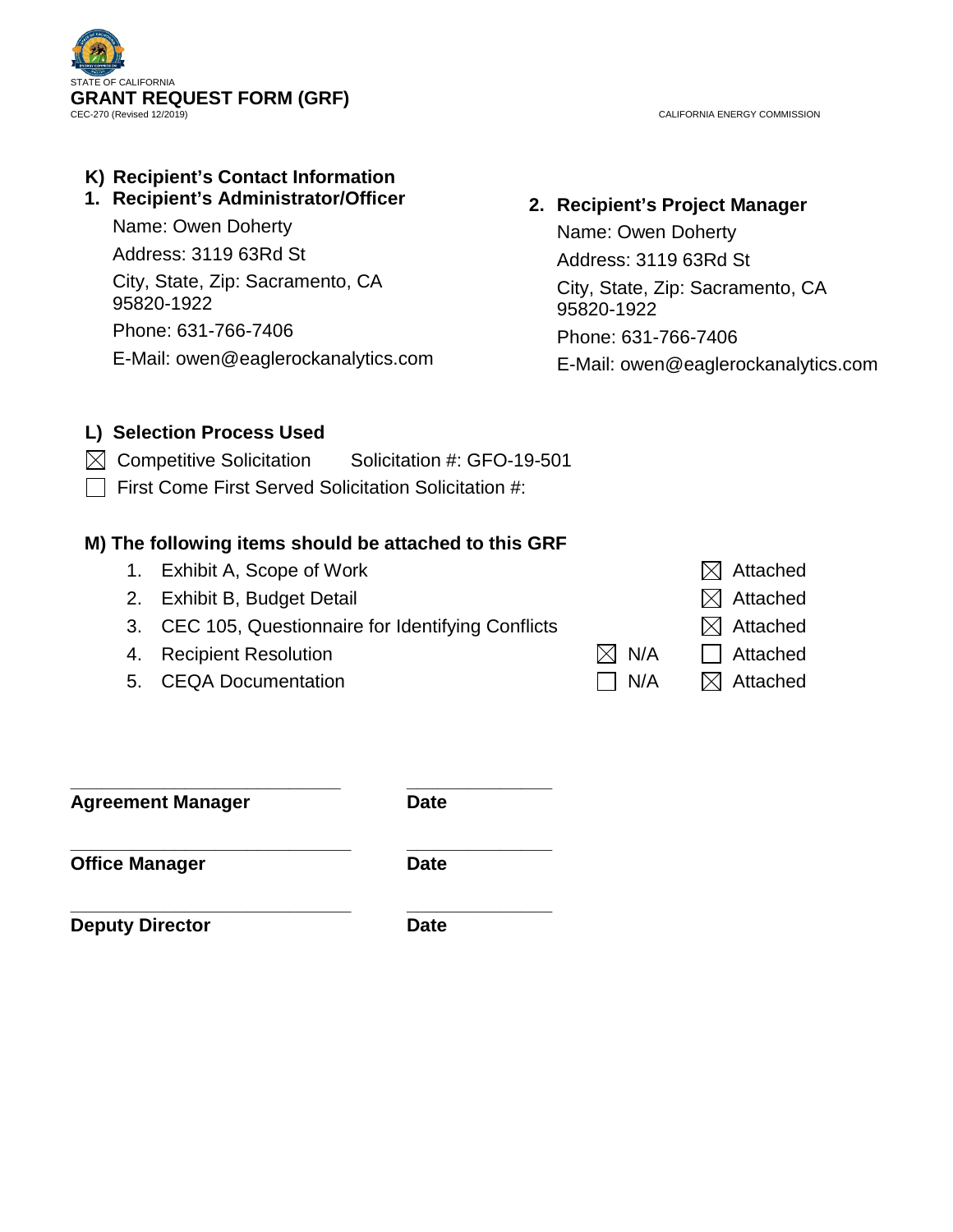STATE OF CALIFORNIA

**GRANT REQUEST FORM (GRF)**

CEC-270 (Revised 12/2019)

CALIFORNIA ENERGY COMMISSION

### K) Recipient's Contact Information

**1. Recipient's Administrator/Officer**

Name: Owen Doherty

Address: 3119 63Rd St

City, State, Zip: Sacramento, CA 95820-1922

Phone: 631-766-7406

E-Mail: owen@eaglerockanalytics.com

**2. Recipient's Project Manager**

Name: Owen Doherty

Address: 3119 63Rd St

City, State, Zip: Sacramento, CA 95820-1922

Phone: 631-766-7406

E-Mail: owen@eaglerockanalytics.com

### L) Selection Process Used

☒ Competitive Solicitation  Solicitation #: GFO-19-501

☐ First Come First Served Solicitation Solicitation #:

### M) The following items should be attached to this GRF

| | Item | N/A | Attached |
|---|---|---|---|
| 1. | Exhibit A, Scope of Work | | ☒ Attached |
| 2. | Exhibit B, Budget Detail | | ☒ Attached |
| 3. | CEC 105, Questionnaire for Identifying Conflicts | | ☒ Attached |
| 4. | Recipient Resolution | ☒ N/A | ☐ Attached |
| 5. | CEQA Documentation | ☐ N/A | ☒ Attached |

\_\_\_\_\_\_\_\_\_\_\_\_\_\_\_\_\_\_\_\_\_\_\_\_\_\_  \_\_\_\_\_\_\_\_\_\_\_\_\_\_

**Agreement Manager**  **Date**

\_\_\_\_\_\_\_\_\_\_\_\_\_\_\_\_\_\_\_\_\_\_\_\_\_\_  \_\_\_\_\_\_\_\_\_\_\_\_\_\_

**Office Manager**  **Date**

\_\_\_\_\_\_\_\_\_\_\_\_\_\_\_\_\_\_\_\_\_\_\_\_\_\_  \_\_\_\_\_\_\_\_\_\_\_\_\_\_

**Deputy Director**  **Date**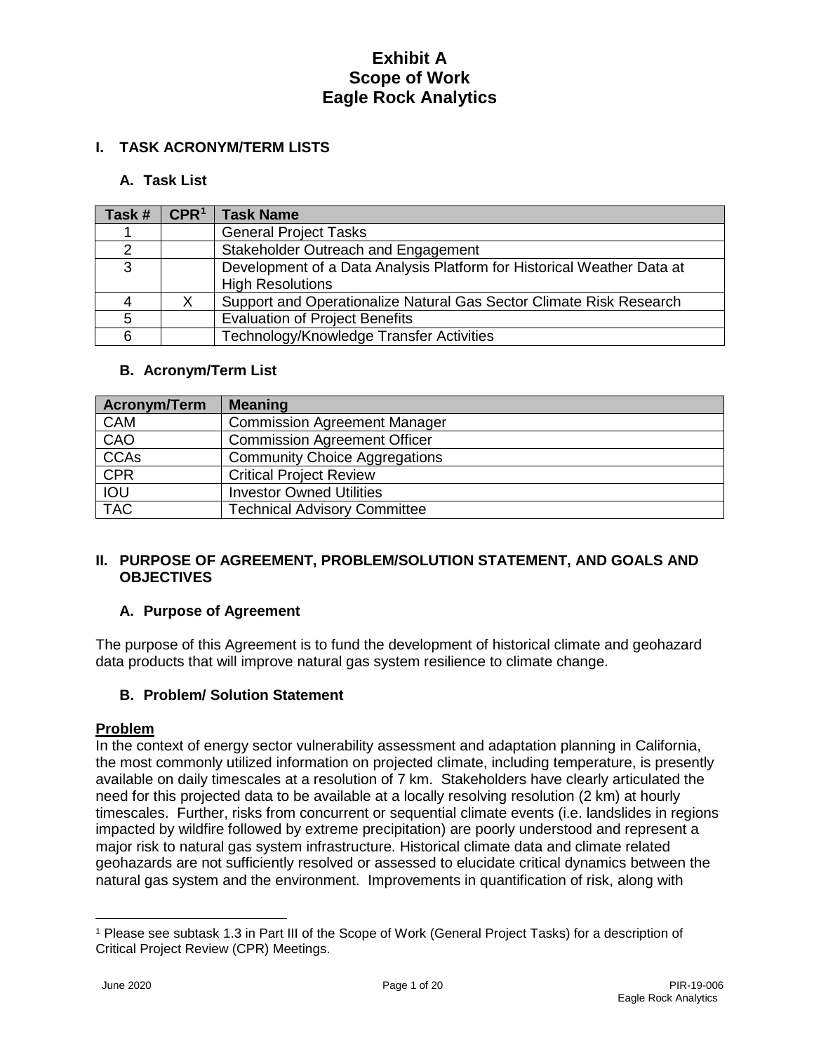# Exhibit A
# Scope of Work
# Eagle Rock Analytics

## I. TASK ACRONYM/TERM LISTS

### A. Task List

| Task # | CPR[1] | Task Name |
|---|---|---|
| 1 | | General Project Tasks |
| 2 | | Stakeholder Outreach and Engagement |
| 3 | | Development of a Data Analysis Platform for Historical Weather Data at High Resolutions |
| 4 | X | Support and Operationalize Natural Gas Sector Climate Risk Research |
| 5 | | Evaluation of Project Benefits |
| 6 | | Technology/Knowledge Transfer Activities |

### B. Acronym/Term List

| Acronym/Term | Meaning |
|---|---|
| CAM | Commission Agreement Manager |
| CAO | Commission Agreement Officer |
| CCAs | Community Choice Aggregations |
| CPR | Critical Project Review |
| IOU | Investor Owned Utilities |
| TAC | Technical Advisory Committee |

## II. PURPOSE OF AGREEMENT, PROBLEM/SOLUTION STATEMENT, AND GOALS AND OBJECTIVES

### A. Purpose of Agreement

The purpose of this Agreement is to fund the development of historical climate and geohazard data products that will improve natural gas system resilience to climate change.

### B. Problem/ Solution Statement

**Problem**

In the context of energy sector vulnerability assessment and adaptation planning in California, the most commonly utilized information on projected climate, including temperature, is presently available on daily timescales at a resolution of 7 km. Stakeholders have clearly articulated the need for this projected data to be available at a locally resolving resolution (2 km) at hourly timescales. Further, risks from concurrent or sequential climate events (i.e. landslides in regions impacted by wildfire followed by extreme precipitation) are poorly understood and represent a major risk to natural gas system infrastructure. Historical climate data and climate related geohazards are not sufficiently resolved or assessed to elucidate critical dynamics between the natural gas system and the environment. Improvements in quantification of risk, along with

[1] Please see subtask 1.3 in Part III of the Scope of Work (General Project Tasks) for a description of Critical Project Review (CPR) Meetings.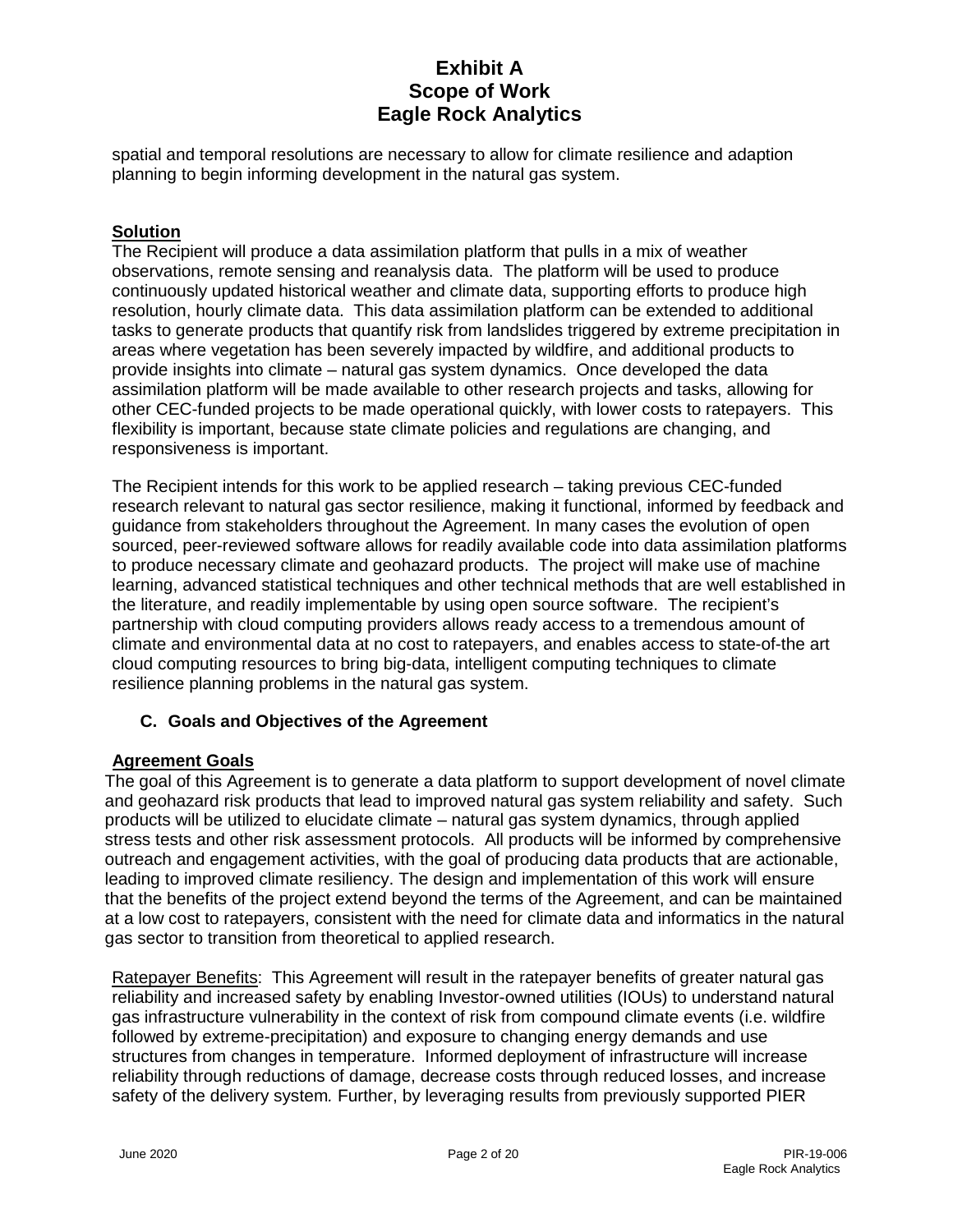spatial and temporal resolutions are necessary to allow for climate resilience and adaption planning to begin informing development in the natural gas system.

**Solution**

The Recipient will produce a data assimilation platform that pulls in a mix of weather observations, remote sensing and reanalysis data. The platform will be used to produce continuously updated historical weather and climate data, supporting efforts to produce high resolution, hourly climate data. This data assimilation platform can be extended to additional tasks to generate products that quantify risk from landslides triggered by extreme precipitation in areas where vegetation has been severely impacted by wildfire, and additional products to provide insights into climate – natural gas system dynamics. Once developed the data assimilation platform will be made available to other research projects and tasks, allowing for other CEC-funded projects to be made operational quickly, with lower costs to ratepayers. This flexibility is important, because state climate policies and regulations are changing, and responsiveness is important.

The Recipient intends for this work to be applied research – taking previous CEC-funded research relevant to natural gas sector resilience, making it functional, informed by feedback and guidance from stakeholders throughout the Agreement. In many cases the evolution of open sourced, peer-reviewed software allows for readily available code into data assimilation platforms to produce necessary climate and geohazard products. The project will make use of machine learning, advanced statistical techniques and other technical methods that are well established in the literature, and readily implementable by using open source software. The recipient's partnership with cloud computing providers allows ready access to a tremendous amount of climate and environmental data at no cost to ratepayers, and enables access to state-of-the art cloud computing resources to bring big-data, intelligent computing techniques to climate resilience planning problems in the natural gas system.

## C. Goals and Objectives of the Agreement

**Agreement Goals**

The goal of this Agreement is to generate a data platform to support development of novel climate and geohazard risk products that lead to improved natural gas system reliability and safety. Such products will be utilized to elucidate climate – natural gas system dynamics, through applied stress tests and other risk assessment protocols. All products will be informed by comprehensive outreach and engagement activities, with the goal of producing data products that are actionable, leading to improved climate resiliency. The design and implementation of this work will ensure that the benefits of the project extend beyond the terms of the Agreement, and can be maintained at a low cost to ratepayers, consistent with the need for climate data and informatics in the natural gas sector to transition from theoretical to applied research.

Ratepayer Benefits: This Agreement will result in the ratepayer benefits of greater natural gas reliability and increased safety by enabling Investor-owned utilities (IOUs) to understand natural gas infrastructure vulnerability in the context of risk from compound climate events (i.e. wildfire followed by extreme-precipitation) and exposure to changing energy demands and use structures from changes in temperature. Informed deployment of infrastructure will increase reliability through reductions of damage, decrease costs through reduced losses, and increase safety of the delivery system. Further, by leveraging results from previously supported PIER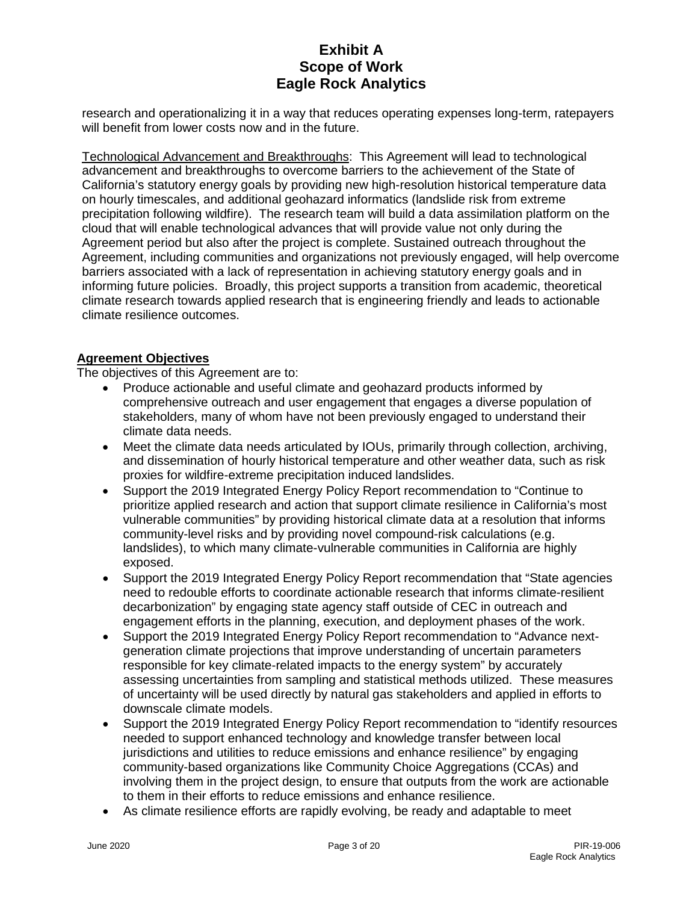research and operationalizing it in a way that reduces operating expenses long-term, ratepayers will benefit from lower costs now and in the future.

Technological Advancement and Breakthroughs: This Agreement will lead to technological advancement and breakthroughs to overcome barriers to the achievement of the State of California's statutory energy goals by providing new high-resolution historical temperature data on hourly timescales, and additional geohazard informatics (landslide risk from extreme precipitation following wildfire). The research team will build a data assimilation platform on the cloud that will enable technological advances that will provide value not only during the Agreement period but also after the project is complete. Sustained outreach throughout the Agreement, including communities and organizations not previously engaged, will help overcome barriers associated with a lack of representation in achieving statutory energy goals and in informing future policies. Broadly, this project supports a transition from academic, theoretical climate research towards applied research that is engineering friendly and leads to actionable climate resilience outcomes.

## Agreement Objectives

The objectives of this Agreement are to:

- Produce actionable and useful climate and geohazard products informed by comprehensive outreach and user engagement that engages a diverse population of stakeholders, many of whom have not been previously engaged to understand their climate data needs.
- Meet the climate data needs articulated by IOUs, primarily through collection, archiving, and dissemination of hourly historical temperature and other weather data, such as risk proxies for wildfire-extreme precipitation induced landslides.
- Support the 2019 Integrated Energy Policy Report recommendation to "Continue to prioritize applied research and action that support climate resilience in California's most vulnerable communities" by providing historical climate data at a resolution that informs community-level risks and by providing novel compound-risk calculations (e.g. landslides), to which many climate-vulnerable communities in California are highly exposed.
- Support the 2019 Integrated Energy Policy Report recommendation that "State agencies need to redouble efforts to coordinate actionable research that informs climate-resilient decarbonization" by engaging state agency staff outside of CEC in outreach and engagement efforts in the planning, execution, and deployment phases of the work.
- Support the 2019 Integrated Energy Policy Report recommendation to "Advance next-generation climate projections that improve understanding of uncertain parameters responsible for key climate-related impacts to the energy system" by accurately assessing uncertainties from sampling and statistical methods utilized. These measures of uncertainty will be used directly by natural gas stakeholders and applied in efforts to downscale climate models.
- Support the 2019 Integrated Energy Policy Report recommendation to "identify resources needed to support enhanced technology and knowledge transfer between local jurisdictions and utilities to reduce emissions and enhance resilience" by engaging community-based organizations like Community Choice Aggregations (CCAs) and involving them in the project design, to ensure that outputs from the work are actionable to them in their efforts to reduce emissions and enhance resilience.
- As climate resilience efforts are rapidly evolving, be ready and adaptable to meet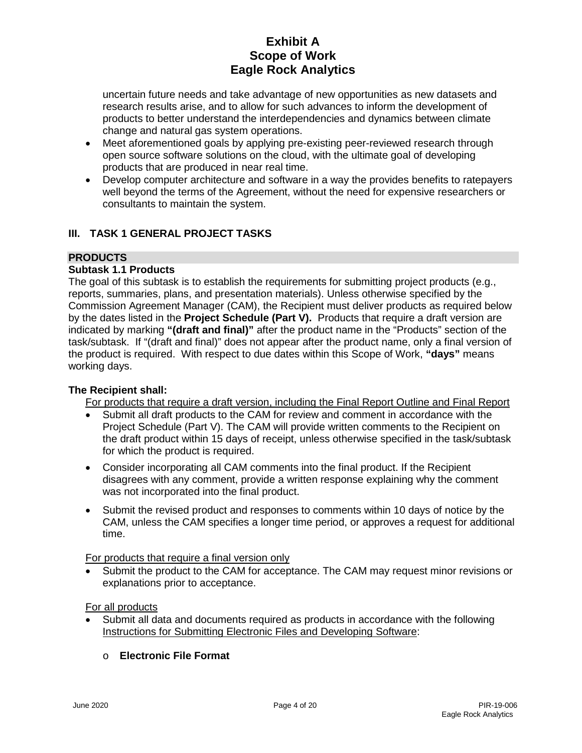uncertain future needs and take advantage of new opportunities as new datasets and research results arise, and to allow for such advances to inform the development of products to better understand the interdependencies and dynamics between climate change and natural gas system operations.

- Meet aforementioned goals by applying pre-existing peer-reviewed research through open source software solutions on the cloud, with the ultimate goal of developing products that are produced in near real time.
- Develop computer architecture and software in a way the provides benefits to ratepayers well beyond the terms of the Agreement, without the need for expensive researchers or consultants to maintain the system.

## III. TASK 1 GENERAL PROJECT TASKS

### PRODUCTS

**Subtask 1.1 Products**

The goal of this subtask is to establish the requirements for submitting project products (e.g., reports, summaries, plans, and presentation materials). Unless otherwise specified by the Commission Agreement Manager (CAM), the Recipient must deliver products as required below by the dates listed in the **Project Schedule (Part V).** Products that require a draft version are indicated by marking **"(draft and final)"** after the product name in the "Products" section of the task/subtask. If "(draft and final)" does not appear after the product name, only a final version of the product is required. With respect to due dates within this Scope of Work, **"days"** means working days.

**The Recipient shall:**

For products that require a draft version, including the Final Report Outline and Final Report

- Submit all draft products to the CAM for review and comment in accordance with the Project Schedule (Part V). The CAM will provide written comments to the Recipient on the draft product within 15 days of receipt, unless otherwise specified in the task/subtask for which the product is required.
- Consider incorporating all CAM comments into the final product. If the Recipient disagrees with any comment, provide a written response explaining why the comment was not incorporated into the final product.
- Submit the revised product and responses to comments within 10 days of notice by the CAM, unless the CAM specifies a longer time period, or approves a request for additional time.

For products that require a final version only

- Submit the product to the CAM for acceptance. The CAM may request minor revisions or explanations prior to acceptance.

For all products

- Submit all data and documents required as products in accordance with the following Instructions for Submitting Electronic Files and Developing Software:
  - **Electronic File Format**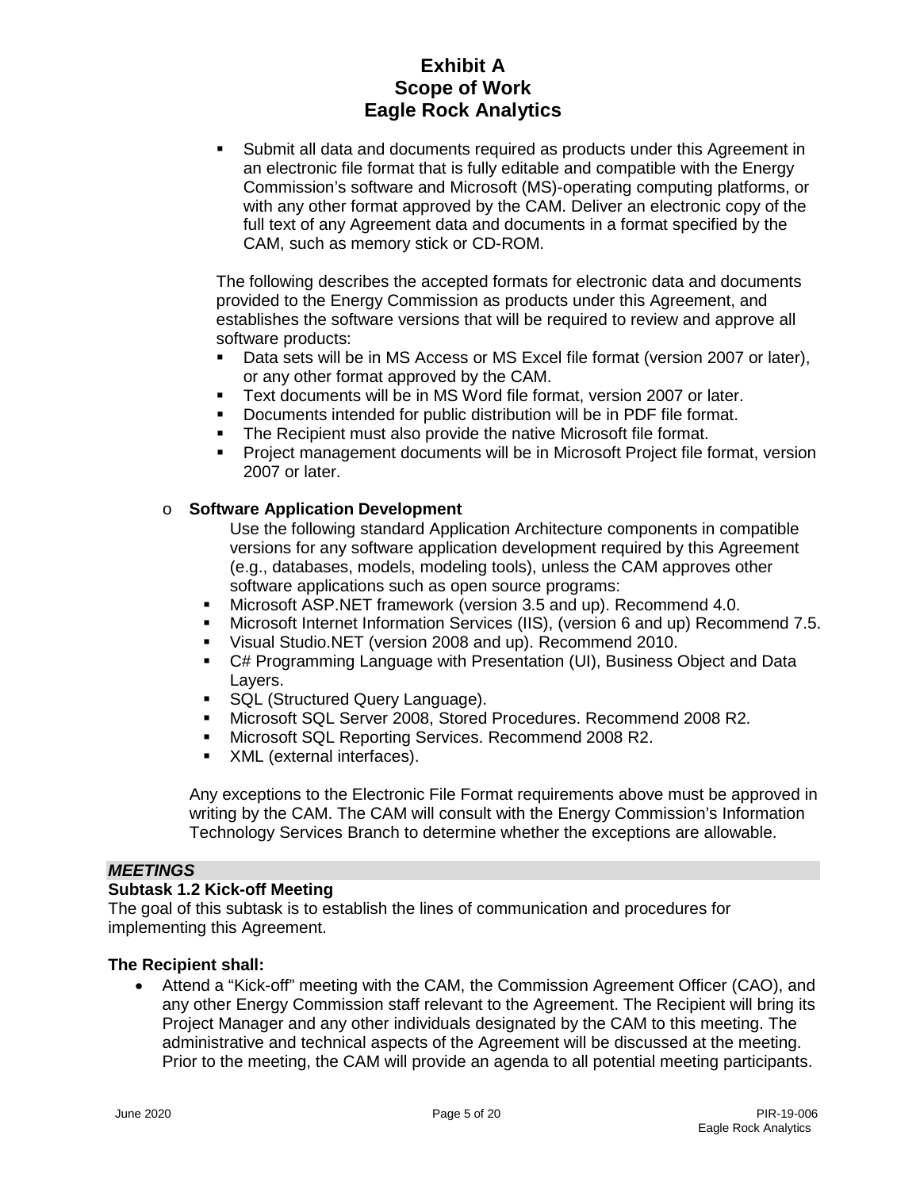- Submit all data and documents required as products under this Agreement in an electronic file format that is fully editable and compatible with the Energy Commission's software and Microsoft (MS)-operating computing platforms, or with any other format approved by the CAM. Deliver an electronic copy of the full text of any Agreement data and documents in a format specified by the CAM, such as memory stick or CD-ROM.

  The following describes the accepted formats for electronic data and documents provided to the Energy Commission as products under this Agreement, and establishes the software versions that will be required to review and approve all software products:
  - Data sets will be in MS Access or MS Excel file format (version 2007 or later), or any other format approved by the CAM.
  - Text documents will be in MS Word file format, version 2007 or later.
  - Documents intended for public distribution will be in PDF file format.
  - The Recipient must also provide the native Microsoft file format.
  - Project management documents will be in Microsoft Project file format, version 2007 or later.

- **Software Application Development**

  Use the following standard Application Architecture components in compatible versions for any software application development required by this Agreement (e.g., databases, models, modeling tools), unless the CAM approves other software applications such as open source programs:
  - Microsoft ASP.NET framework (version 3.5 and up). Recommend 4.0.
  - Microsoft Internet Information Services (IIS), (version 6 and up) Recommend 7.5.
  - Visual Studio.NET (version 2008 and up). Recommend 2010.
  - C# Programming Language with Presentation (UI), Business Object and Data Layers.
  - SQL (Structured Query Language).
  - Microsoft SQL Server 2008, Stored Procedures. Recommend 2008 R2.
  - Microsoft SQL Reporting Services. Recommend 2008 R2.
  - XML (external interfaces).

  Any exceptions to the Electronic File Format requirements above must be approved in writing by the CAM. The CAM will consult with the Energy Commission's Information Technology Services Branch to determine whether the exceptions are allowable.

***MEETINGS***

**Subtask 1.2 Kick-off Meeting**

The goal of this subtask is to establish the lines of communication and procedures for implementing this Agreement.

**The Recipient shall:**

- Attend a "Kick-off" meeting with the CAM, the Commission Agreement Officer (CAO), and any other Energy Commission staff relevant to the Agreement. The Recipient will bring its Project Manager and any other individuals designated by the CAM to this meeting. The administrative and technical aspects of the Agreement will be discussed at the meeting. Prior to the meeting, the CAM will provide an agenda to all potential meeting participants.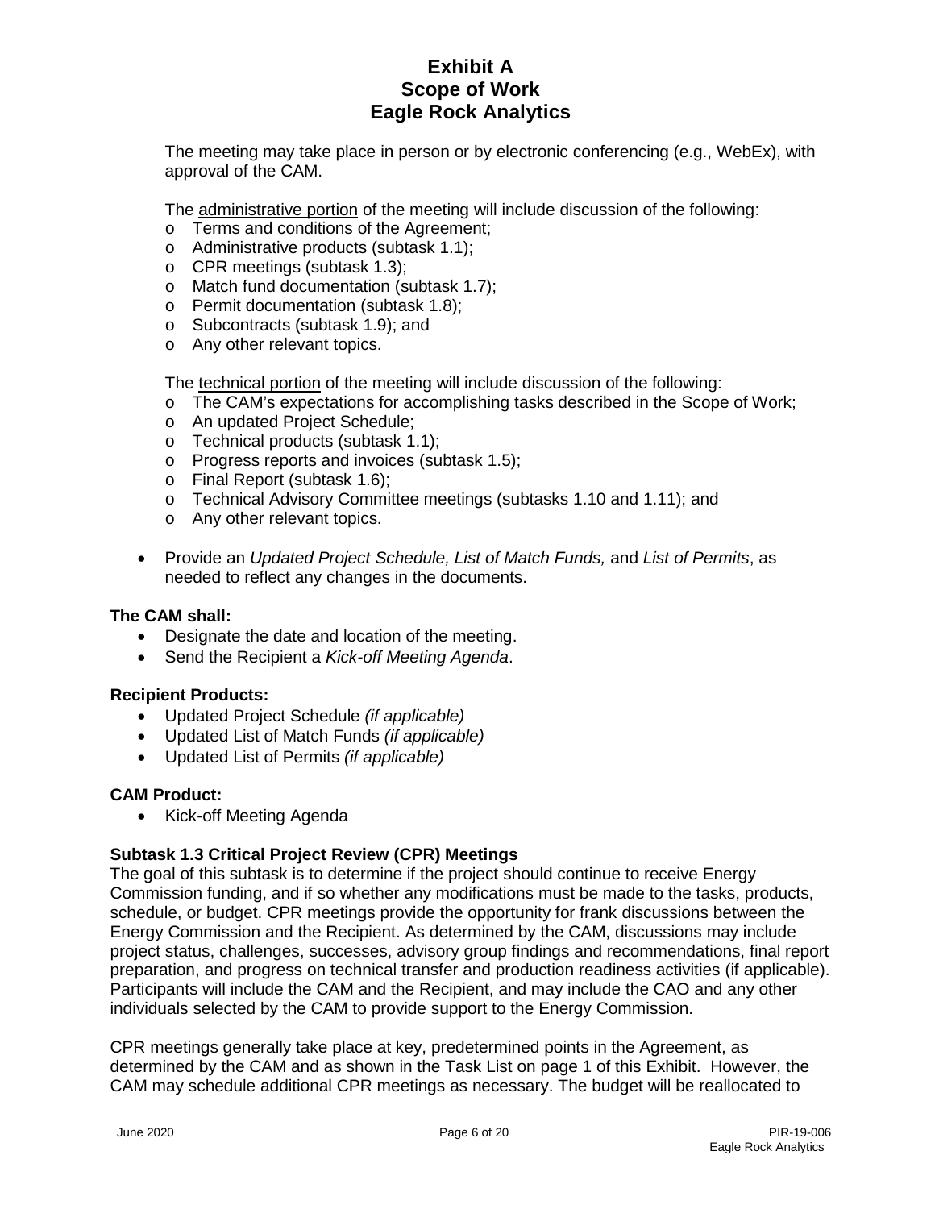The meeting may take place in person or by electronic conferencing (e.g., WebEx), with approval of the CAM.

The administrative portion of the meeting will include discussion of the following:

- Terms and conditions of the Agreement;
- Administrative products (subtask 1.1);
- CPR meetings (subtask 1.3);
- Match fund documentation (subtask 1.7);
- Permit documentation (subtask 1.8);
- Subcontracts (subtask 1.9); and
- Any other relevant topics.

The technical portion of the meeting will include discussion of the following:

- The CAM's expectations for accomplishing tasks described in the Scope of Work;
- An updated Project Schedule;
- Technical products (subtask 1.1);
- Progress reports and invoices (subtask 1.5);
- Final Report (subtask 1.6);
- Technical Advisory Committee meetings (subtasks 1.10 and 1.11); and
- Any other relevant topics.

- Provide an *Updated Project Schedule, List of Match Funds,* and *List of Permits*, as needed to reflect any changes in the documents.

**The CAM shall:**

- Designate the date and location of the meeting.
- Send the Recipient a *Kick-off Meeting Agenda*.

**Recipient Products:**

- Updated Project Schedule *(if applicable)*
- Updated List of Match Funds *(if applicable)*
- Updated List of Permits *(if applicable)*

**CAM Product:**

- Kick-off Meeting Agenda

**Subtask 1.3 Critical Project Review (CPR) Meetings**

The goal of this subtask is to determine if the project should continue to receive Energy Commission funding, and if so whether any modifications must be made to the tasks, products, schedule, or budget. CPR meetings provide the opportunity for frank discussions between the Energy Commission and the Recipient. As determined by the CAM, discussions may include project status, challenges, successes, advisory group findings and recommendations, final report preparation, and progress on technical transfer and production readiness activities (if applicable). Participants will include the CAM and the Recipient, and may include the CAO and any other individuals selected by the CAM to provide support to the Energy Commission.

CPR meetings generally take place at key, predetermined points in the Agreement, as determined by the CAM and as shown in the Task List on page 1 of this Exhibit. However, the CAM may schedule additional CPR meetings as necessary. The budget will be reallocated to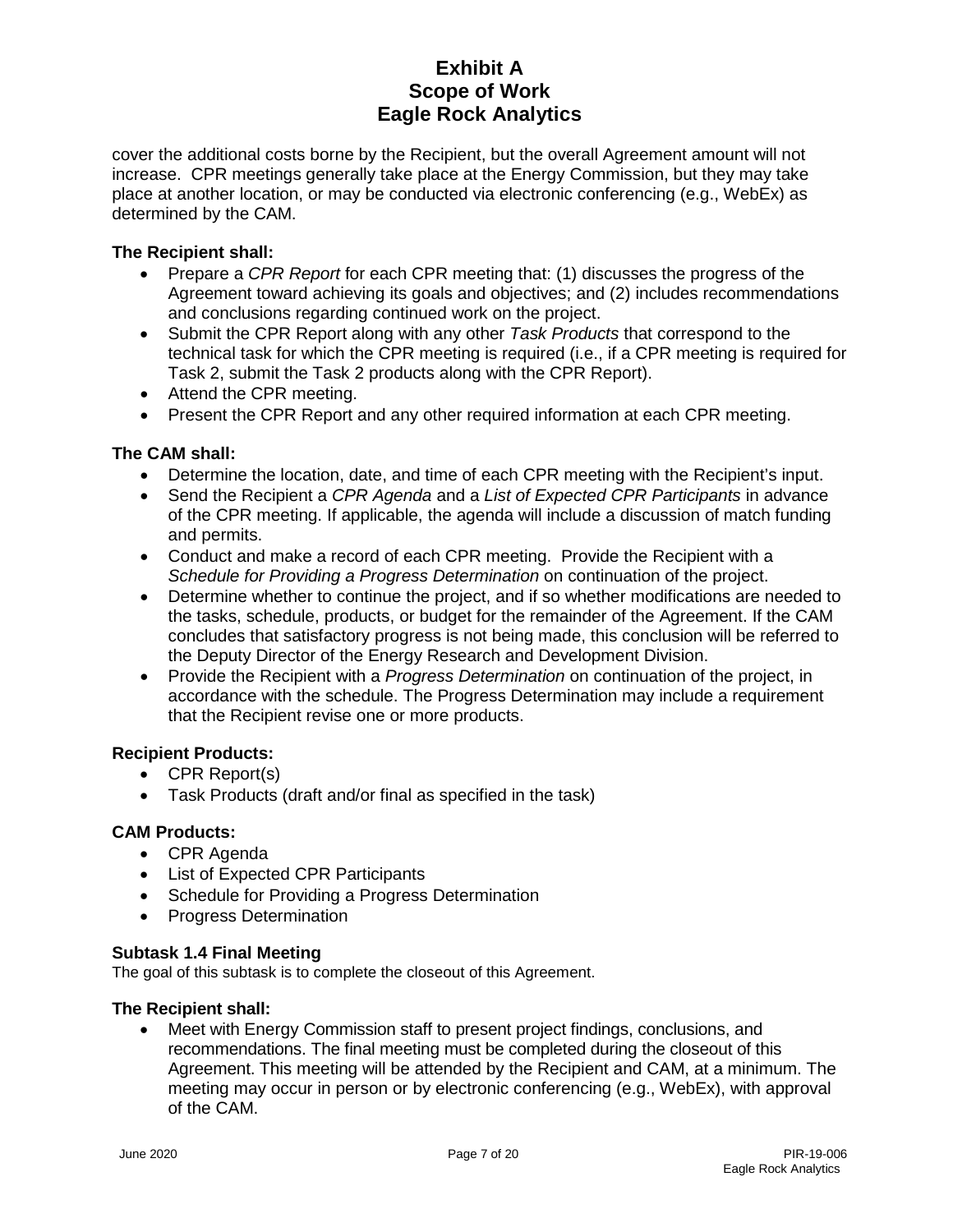cover the additional costs borne by the Recipient, but the overall Agreement amount will not increase. CPR meetings generally take place at the Energy Commission, but they may take place at another location, or may be conducted via electronic conferencing (e.g., WebEx) as determined by the CAM.

**The Recipient shall:**

- Prepare a *CPR Report* for each CPR meeting that: (1) discusses the progress of the Agreement toward achieving its goals and objectives; and (2) includes recommendations and conclusions regarding continued work on the project.
- Submit the CPR Report along with any other *Task Products* that correspond to the technical task for which the CPR meeting is required (i.e., if a CPR meeting is required for Task 2, submit the Task 2 products along with the CPR Report).
- Attend the CPR meeting.
- Present the CPR Report and any other required information at each CPR meeting.

**The CAM shall:**

- Determine the location, date, and time of each CPR meeting with the Recipient's input.
- Send the Recipient a *CPR Agenda* and a *List of Expected CPR Participants* in advance of the CPR meeting. If applicable, the agenda will include a discussion of match funding and permits.
- Conduct and make a record of each CPR meeting. Provide the Recipient with a *Schedule for Providing a Progress Determination* on continuation of the project.
- Determine whether to continue the project, and if so whether modifications are needed to the tasks, schedule, products, or budget for the remainder of the Agreement. If the CAM concludes that satisfactory progress is not being made, this conclusion will be referred to the Deputy Director of the Energy Research and Development Division.
- Provide the Recipient with a *Progress Determination* on continuation of the project, in accordance with the schedule. The Progress Determination may include a requirement that the Recipient revise one or more products.

**Recipient Products:**

- CPR Report(s)
- Task Products (draft and/or final as specified in the task)

**CAM Products:**

- CPR Agenda
- List of Expected CPR Participants
- Schedule for Providing a Progress Determination
- Progress Determination

### Subtask 1.4 Final Meeting

The goal of this subtask is to complete the closeout of this Agreement.

**The Recipient shall:**

- Meet with Energy Commission staff to present project findings, conclusions, and recommendations. The final meeting must be completed during the closeout of this Agreement. This meeting will be attended by the Recipient and CAM, at a minimum. The meeting may occur in person or by electronic conferencing (e.g., WebEx), with approval of the CAM.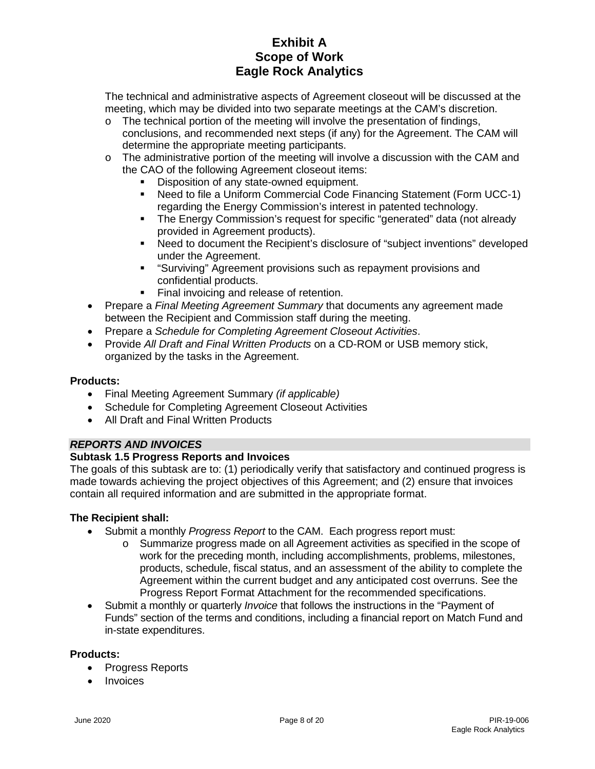The technical and administrative aspects of Agreement closeout will be discussed at the meeting, which may be divided into two separate meetings at the CAM's discretion.

- The technical portion of the meeting will involve the presentation of findings, conclusions, and recommended next steps (if any) for the Agreement. The CAM will determine the appropriate meeting participants.
- The administrative portion of the meeting will involve a discussion with the CAM and the CAO of the following Agreement closeout items:
  - Disposition of any state-owned equipment.
  - Need to file a Uniform Commercial Code Financing Statement (Form UCC-1) regarding the Energy Commission's interest in patented technology.
  - The Energy Commission's request for specific "generated" data (not already provided in Agreement products).
  - Need to document the Recipient's disclosure of "subject inventions" developed under the Agreement.
  - "Surviving" Agreement provisions such as repayment provisions and confidential products.
  - Final invoicing and release of retention.

- Prepare a *Final Meeting Agreement Summary* that documents any agreement made between the Recipient and Commission staff during the meeting.
- Prepare a *Schedule for Completing Agreement Closeout Activities*.
- Provide *All Draft and Final Written Products* on a CD-ROM or USB memory stick, organized by the tasks in the Agreement.

**Products:**

- Final Meeting Agreement Summary *(if applicable)*
- Schedule for Completing Agreement Closeout Activities
- All Draft and Final Written Products

***REPORTS AND INVOICES***

**Subtask 1.5 Progress Reports and Invoices**

The goals of this subtask are to: (1) periodically verify that satisfactory and continued progress is made towards achieving the project objectives of this Agreement; and (2) ensure that invoices contain all required information and are submitted in the appropriate format.

**The Recipient shall:**

- Submit a monthly *Progress Report* to the CAM. Each progress report must:
  - Summarize progress made on all Agreement activities as specified in the scope of work for the preceding month, including accomplishments, problems, milestones, products, schedule, fiscal status, and an assessment of the ability to complete the Agreement within the current budget and any anticipated cost overruns. See the Progress Report Format Attachment for the recommended specifications.
- Submit a monthly or quarterly *Invoice* that follows the instructions in the "Payment of Funds" section of the terms and conditions, including a financial report on Match Fund and in-state expenditures.

**Products:**

- Progress Reports
- Invoices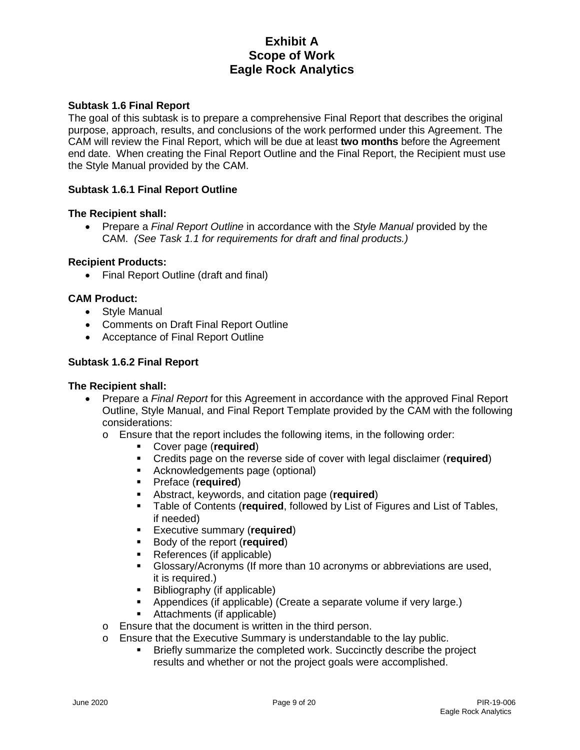# Exhibit A
# Scope of Work
# Eagle Rock Analytics

### Subtask 1.6 Final Report

The goal of this subtask is to prepare a comprehensive Final Report that describes the original purpose, approach, results, and conclusions of the work performed under this Agreement. The CAM will review the Final Report, which will be due at least **two months** before the Agreement end date. When creating the Final Report Outline and the Final Report, the Recipient must use the Style Manual provided by the CAM.

### Subtask 1.6.1 Final Report Outline

**The Recipient shall:**

- Prepare a *Final Report Outline* in accordance with the *Style Manual* provided by the CAM. *(See Task 1.1 for requirements for draft and final products.)*

**Recipient Products:**

- Final Report Outline (draft and final)

**CAM Product:**

- Style Manual
- Comments on Draft Final Report Outline
- Acceptance of Final Report Outline

### Subtask 1.6.2 Final Report

**The Recipient shall:**

- Prepare a *Final Report* for this Agreement in accordance with the approved Final Report Outline, Style Manual, and Final Report Template provided by the CAM with the following considerations:
  - Ensure that the report includes the following items, in the following order:
    - Cover page (**required**)
    - Credits page on the reverse side of cover with legal disclaimer (**required**)
    - Acknowledgements page (optional)
    - Preface (**required**)
    - Abstract, keywords, and citation page (**required**)
    - Table of Contents (**required**, followed by List of Figures and List of Tables, if needed)
    - Executive summary (**required**)
    - Body of the report (**required**)
    - References (if applicable)
    - Glossary/Acronyms (If more than 10 acronyms or abbreviations are used, it is required.)
    - Bibliography (if applicable)
    - Appendices (if applicable) (Create a separate volume if very large.)
    - Attachments (if applicable)
  - Ensure that the document is written in the third person.
  - Ensure that the Executive Summary is understandable to the lay public.
    - Briefly summarize the completed work. Succinctly describe the project results and whether or not the project goals were accomplished.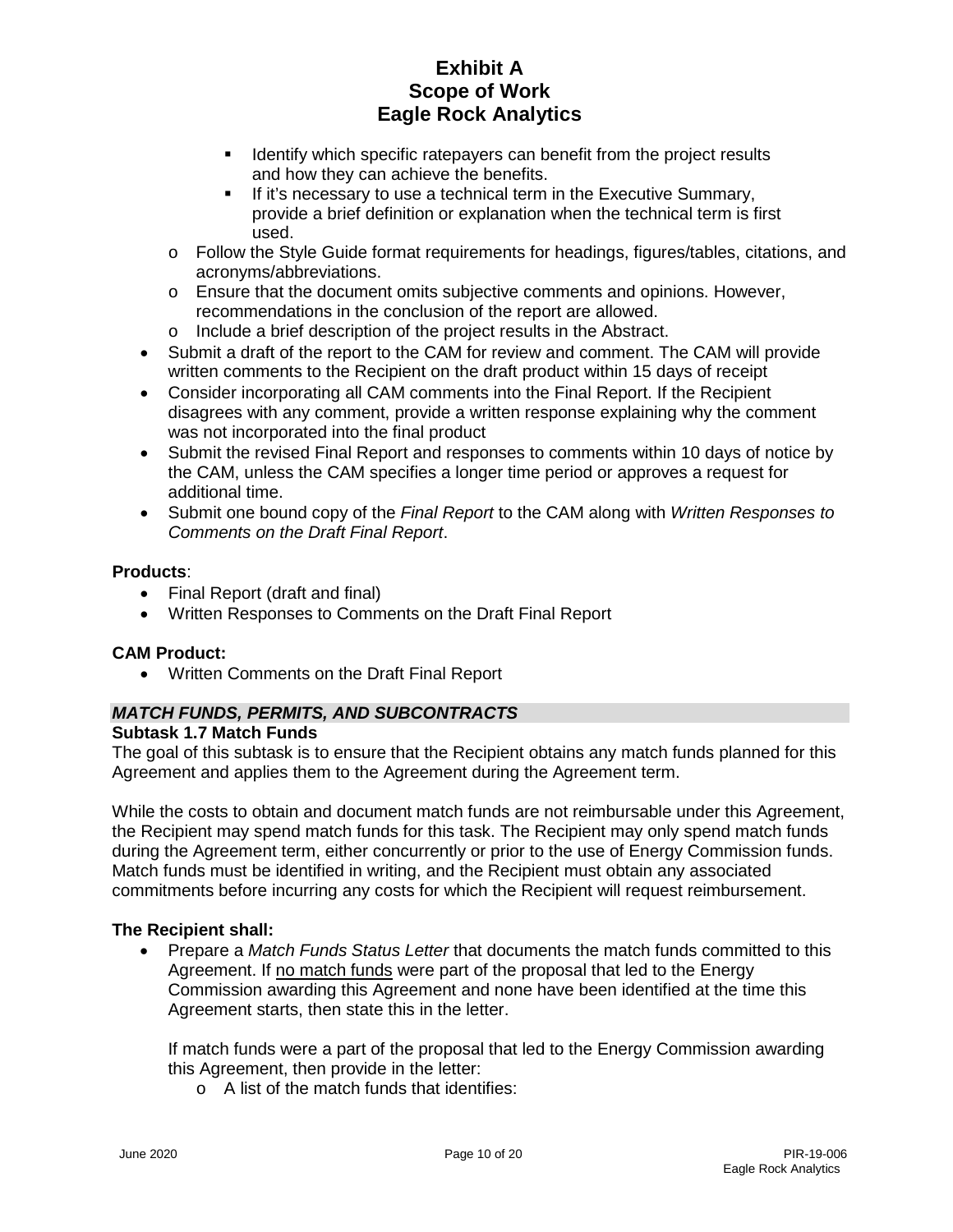- Identify which specific ratepayers can benefit from the project results and how they can achieve the benefits.
    - If it's necessary to use a technical term in the Executive Summary, provide a brief definition or explanation when the technical term is first used.
  - Follow the Style Guide format requirements for headings, figures/tables, citations, and acronyms/abbreviations.
  - Ensure that the document omits subjective comments and opinions. However, recommendations in the conclusion of the report are allowed.
  - Include a brief description of the project results in the Abstract.
- Submit a draft of the report to the CAM for review and comment. The CAM will provide written comments to the Recipient on the draft product within 15 days of receipt
- Consider incorporating all CAM comments into the Final Report. If the Recipient disagrees with any comment, provide a written response explaining why the comment was not incorporated into the final product
- Submit the revised Final Report and responses to comments within 10 days of notice by the CAM, unless the CAM specifies a longer time period or approves a request for additional time.
- Submit one bound copy of the *Final Report* to the CAM along with *Written Responses to Comments on the Draft Final Report*.

**Products**:

- Final Report (draft and final)
- Written Responses to Comments on the Draft Final Report

**CAM Product:**

- Written Comments on the Draft Final Report

***MATCH FUNDS, PERMITS, AND SUBCONTRACTS***

**Subtask 1.7 Match Funds**

The goal of this subtask is to ensure that the Recipient obtains any match funds planned for this Agreement and applies them to the Agreement during the Agreement term.

While the costs to obtain and document match funds are not reimbursable under this Agreement, the Recipient may spend match funds for this task. The Recipient may only spend match funds during the Agreement term, either concurrently or prior to the use of Energy Commission funds. Match funds must be identified in writing, and the Recipient must obtain any associated commitments before incurring any costs for which the Recipient will request reimbursement.

**The Recipient shall:**

- Prepare a *Match Funds Status Letter* that documents the match funds committed to this Agreement. If no match funds were part of the proposal that led to the Energy Commission awarding this Agreement and none have been identified at the time this Agreement starts, then state this in the letter.

  If match funds were a part of the proposal that led to the Energy Commission awarding this Agreement, then provide in the letter:

  - A list of the match funds that identifies: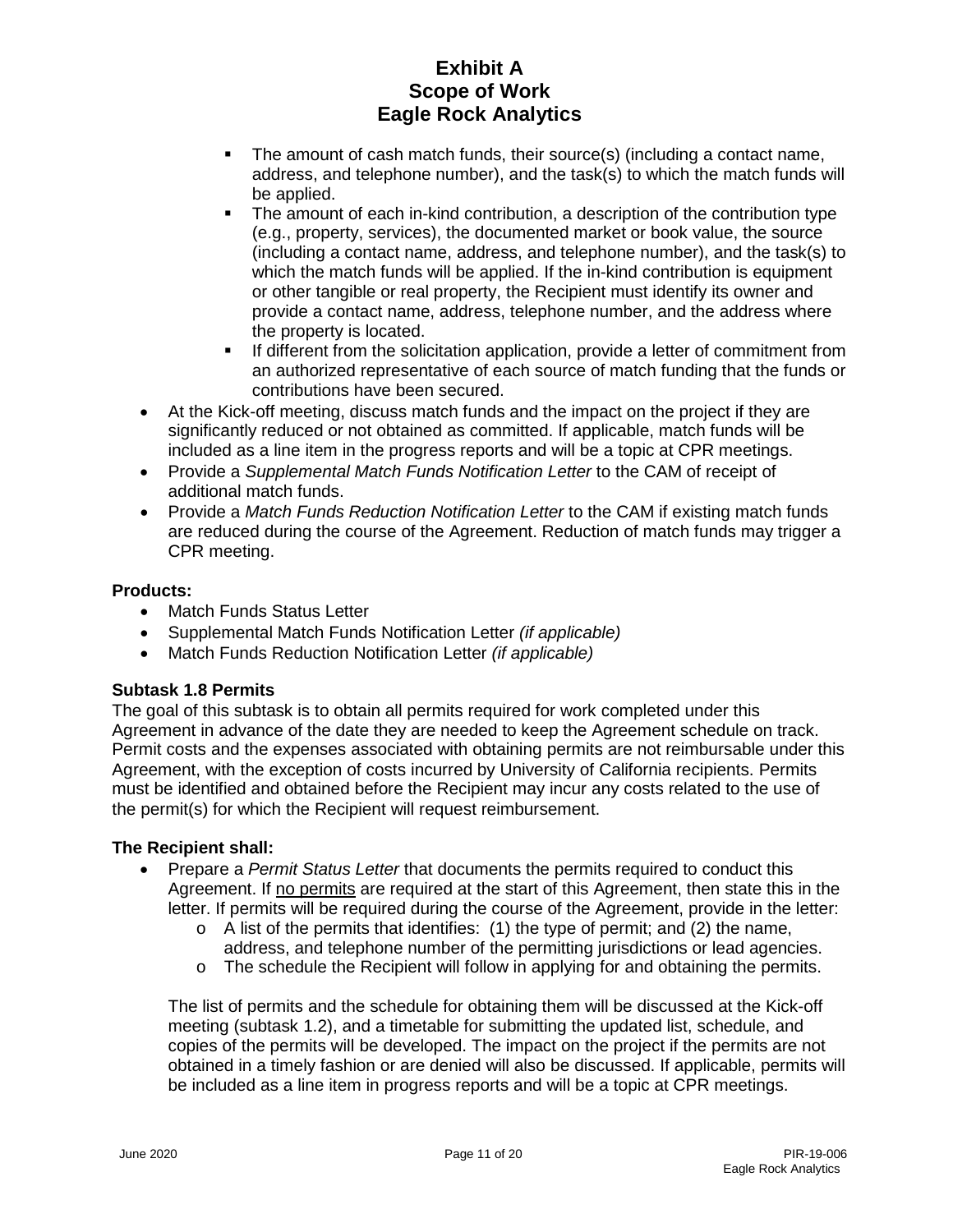- The amount of cash match funds, their source(s) (including a contact name, address, and telephone number), and the task(s) to which the match funds will be applied.
    - The amount of each in-kind contribution, a description of the contribution type (e.g., property, services), the documented market or book value, the source (including a contact name, address, and telephone number), and the task(s) to which the match funds will be applied. If the in-kind contribution is equipment or other tangible or real property, the Recipient must identify its owner and provide a contact name, address, telephone number, and the address where the property is located.
    - If different from the solicitation application, provide a letter of commitment from an authorized representative of each source of match funding that the funds or contributions have been secured.
- At the Kick-off meeting, discuss match funds and the impact on the project if they are significantly reduced or not obtained as committed. If applicable, match funds will be included as a line item in the progress reports and will be a topic at CPR meetings.
- Provide a *Supplemental Match Funds Notification Letter* to the CAM of receipt of additional match funds.
- Provide a *Match Funds Reduction Notification Letter* to the CAM if existing match funds are reduced during the course of the Agreement. Reduction of match funds may trigger a CPR meeting.

**Products:**

- Match Funds Status Letter
- Supplemental Match Funds Notification Letter *(if applicable)*
- Match Funds Reduction Notification Letter *(if applicable)*

**Subtask 1.8 Permits**

The goal of this subtask is to obtain all permits required for work completed under this Agreement in advance of the date they are needed to keep the Agreement schedule on track. Permit costs and the expenses associated with obtaining permits are not reimbursable under this Agreement, with the exception of costs incurred by University of California recipients. Permits must be identified and obtained before the Recipient may incur any costs related to the use of the permit(s) for which the Recipient will request reimbursement.

**The Recipient shall:**

- Prepare a *Permit Status Letter* that documents the permits required to conduct this Agreement. If <u>no permits</u> are required at the start of this Agreement, then state this in the letter. If permits will be required during the course of the Agreement, provide in the letter:
    - A list of the permits that identifies: (1) the type of permit; and (2) the name, address, and telephone number of the permitting jurisdictions or lead agencies.
    - The schedule the Recipient will follow in applying for and obtaining the permits.

  The list of permits and the schedule for obtaining them will be discussed at the Kick-off meeting (subtask 1.2), and a timetable for submitting the updated list, schedule, and copies of the permits will be developed. The impact on the project if the permits are not obtained in a timely fashion or are denied will also be discussed. If applicable, permits will be included as a line item in progress reports and will be a topic at CPR meetings.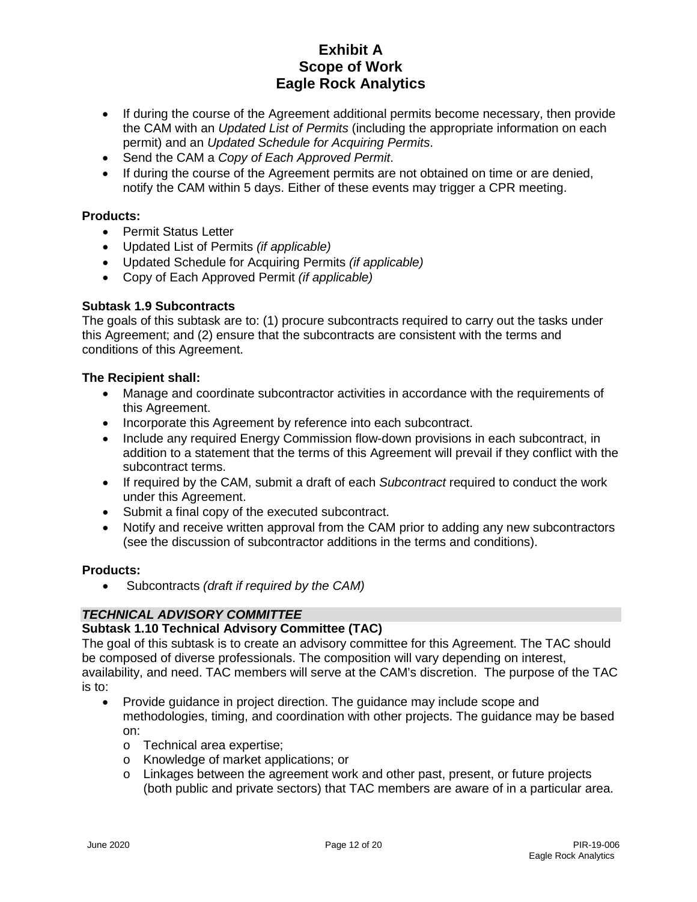- If during the course of the Agreement additional permits become necessary, then provide the CAM with an *Updated List of Permits* (including the appropriate information on each permit) and an *Updated Schedule for Acquiring Permits*.
- Send the CAM a *Copy of Each Approved Permit*.
- If during the course of the Agreement permits are not obtained on time or are denied, notify the CAM within 5 days. Either of these events may trigger a CPR meeting.

**Products:**

- Permit Status Letter
- Updated List of Permits *(if applicable)*
- Updated Schedule for Acquiring Permits *(if applicable)*
- Copy of Each Approved Permit *(if applicable)*

**Subtask 1.9 Subcontracts**

The goals of this subtask are to: (1) procure subcontracts required to carry out the tasks under this Agreement; and (2) ensure that the subcontracts are consistent with the terms and conditions of this Agreement.

**The Recipient shall:**

- Manage and coordinate subcontractor activities in accordance with the requirements of this Agreement.
- Incorporate this Agreement by reference into each subcontract.
- Include any required Energy Commission flow-down provisions in each subcontract, in addition to a statement that the terms of this Agreement will prevail if they conflict with the subcontract terms.
- If required by the CAM, submit a draft of each *Subcontract* required to conduct the work under this Agreement.
- Submit a final copy of the executed subcontract.
- Notify and receive written approval from the CAM prior to adding any new subcontractors (see the discussion of subcontractor additions in the terms and conditions).

**Products:**

- Subcontracts *(draft if required by the CAM)*

***TECHNICAL ADVISORY COMMITTEE***

**Subtask 1.10 Technical Advisory Committee (TAC)**

The goal of this subtask is to create an advisory committee for this Agreement. The TAC should be composed of diverse professionals. The composition will vary depending on interest, availability, and need. TAC members will serve at the CAM's discretion. The purpose of the TAC is to:

- Provide guidance in project direction. The guidance may include scope and methodologies, timing, and coordination with other projects. The guidance may be based on:
  - Technical area expertise;
  - Knowledge of market applications; or
  - Linkages between the agreement work and other past, present, or future projects (both public and private sectors) that TAC members are aware of in a particular area.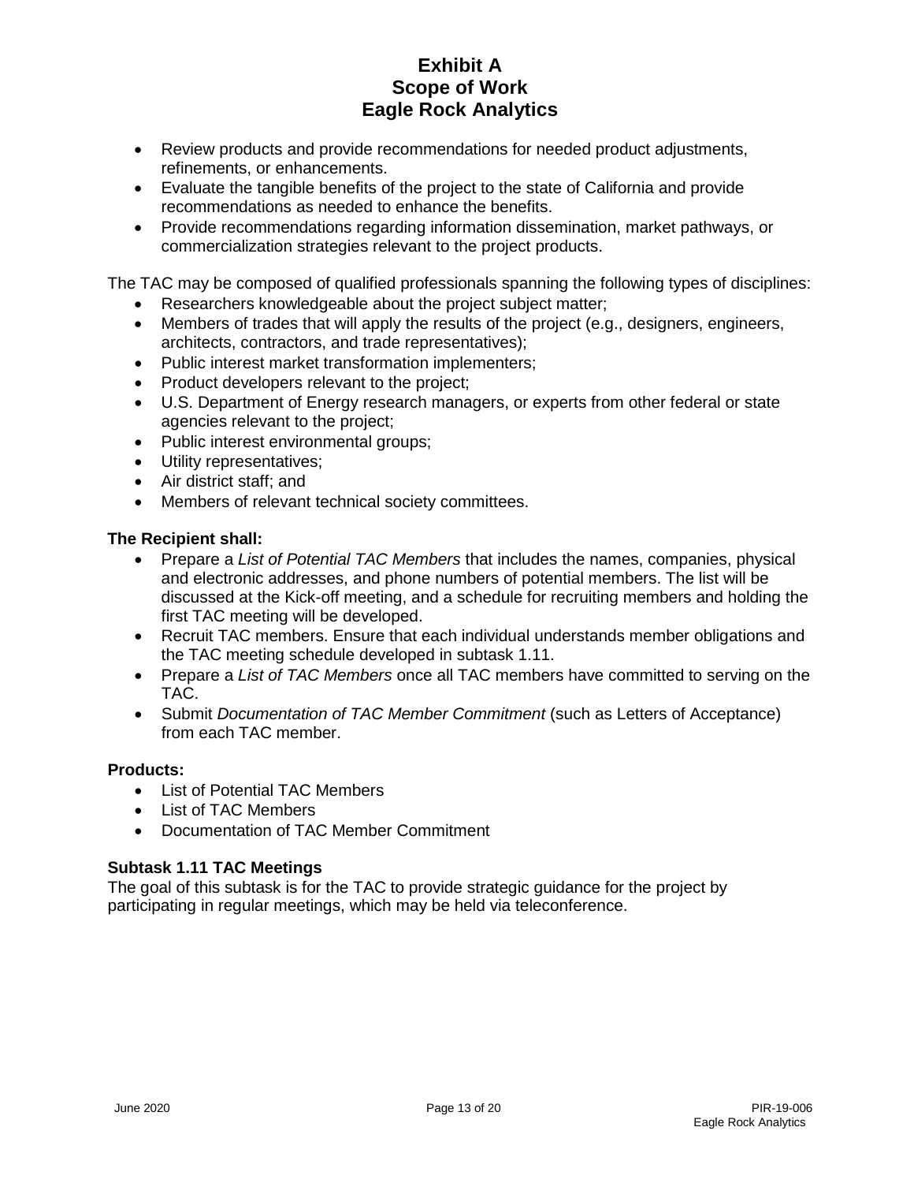- Review products and provide recommendations for needed product adjustments, refinements, or enhancements.
- Evaluate the tangible benefits of the project to the state of California and provide recommendations as needed to enhance the benefits.
- Provide recommendations regarding information dissemination, market pathways, or commercialization strategies relevant to the project products.

The TAC may be composed of qualified professionals spanning the following types of disciplines:

- Researchers knowledgeable about the project subject matter;
- Members of trades that will apply the results of the project (e.g., designers, engineers, architects, contractors, and trade representatives);
- Public interest market transformation implementers;
- Product developers relevant to the project;
- U.S. Department of Energy research managers, or experts from other federal or state agencies relevant to the project;
- Public interest environmental groups;
- Utility representatives;
- Air district staff; and
- Members of relevant technical society committees.

**The Recipient shall:**

- Prepare a *List of Potential TAC Members* that includes the names, companies, physical and electronic addresses, and phone numbers of potential members. The list will be discussed at the Kick-off meeting, and a schedule for recruiting members and holding the first TAC meeting will be developed.
- Recruit TAC members. Ensure that each individual understands member obligations and the TAC meeting schedule developed in subtask 1.11.
- Prepare a *List of TAC Members* once all TAC members have committed to serving on the TAC.
- Submit *Documentation of TAC Member Commitment* (such as Letters of Acceptance) from each TAC member.

**Products:**

- List of Potential TAC Members
- List of TAC Members
- Documentation of TAC Member Commitment

### Subtask 1.11 TAC Meetings

The goal of this subtask is for the TAC to provide strategic guidance for the project by participating in regular meetings, which may be held via teleconference.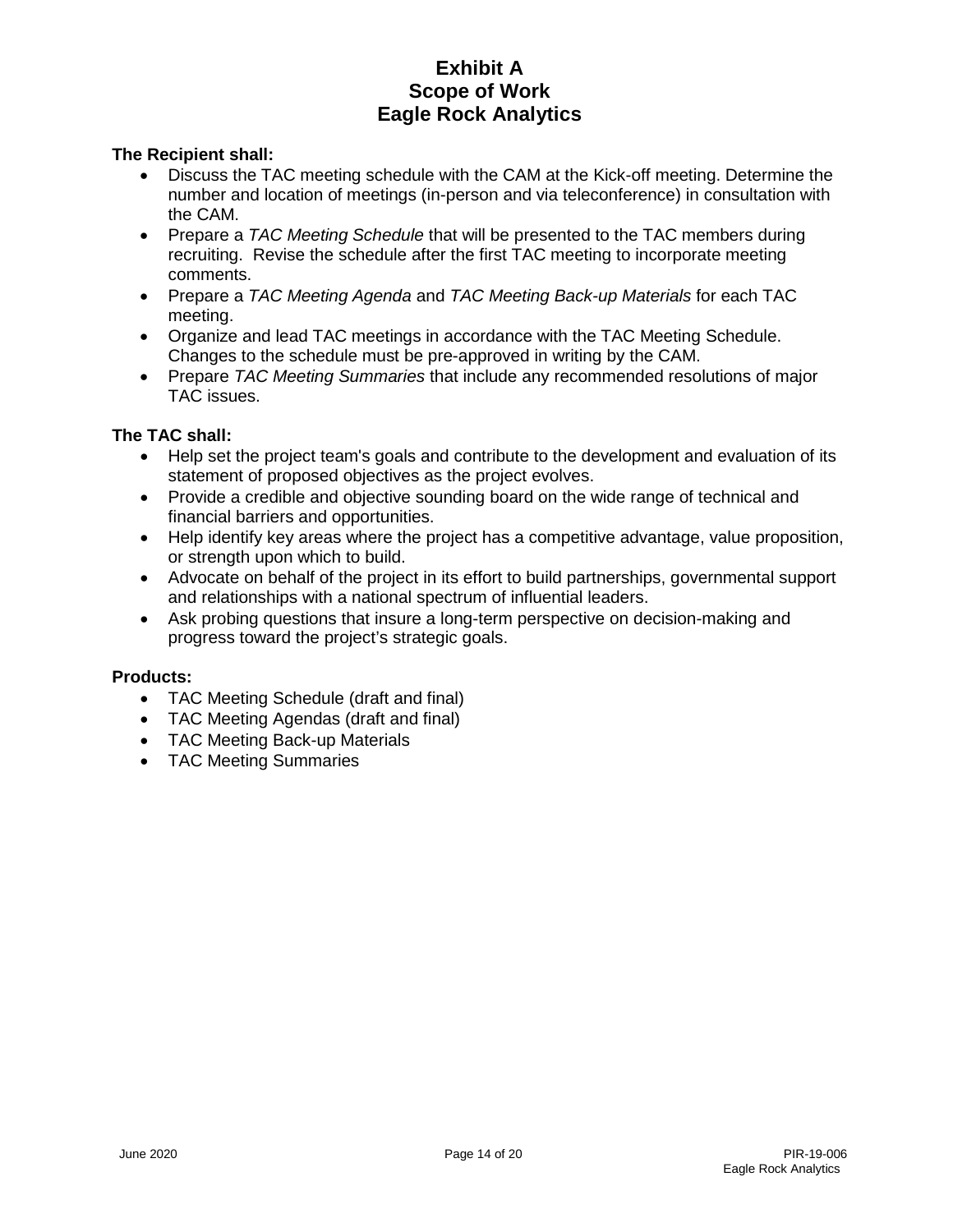**The Recipient shall:**

- Discuss the TAC meeting schedule with the CAM at the Kick-off meeting. Determine the number and location of meetings (in-person and via teleconference) in consultation with the CAM.
- Prepare a *TAC Meeting Schedule* that will be presented to the TAC members during recruiting. Revise the schedule after the first TAC meeting to incorporate meeting comments.
- Prepare a *TAC Meeting Agenda* and *TAC Meeting Back-up Materials* for each TAC meeting.
- Organize and lead TAC meetings in accordance with the TAC Meeting Schedule. Changes to the schedule must be pre-approved in writing by the CAM.
- Prepare *TAC Meeting Summaries* that include any recommended resolutions of major TAC issues.

**The TAC shall:**

- Help set the project team's goals and contribute to the development and evaluation of its statement of proposed objectives as the project evolves.
- Provide a credible and objective sounding board on the wide range of technical and financial barriers and opportunities.
- Help identify key areas where the project has a competitive advantage, value proposition, or strength upon which to build.
- Advocate on behalf of the project in its effort to build partnerships, governmental support and relationships with a national spectrum of influential leaders.
- Ask probing questions that insure a long-term perspective on decision-making and progress toward the project's strategic goals.

**Products:**

- TAC Meeting Schedule (draft and final)
- TAC Meeting Agendas (draft and final)
- TAC Meeting Back-up Materials
- TAC Meeting Summaries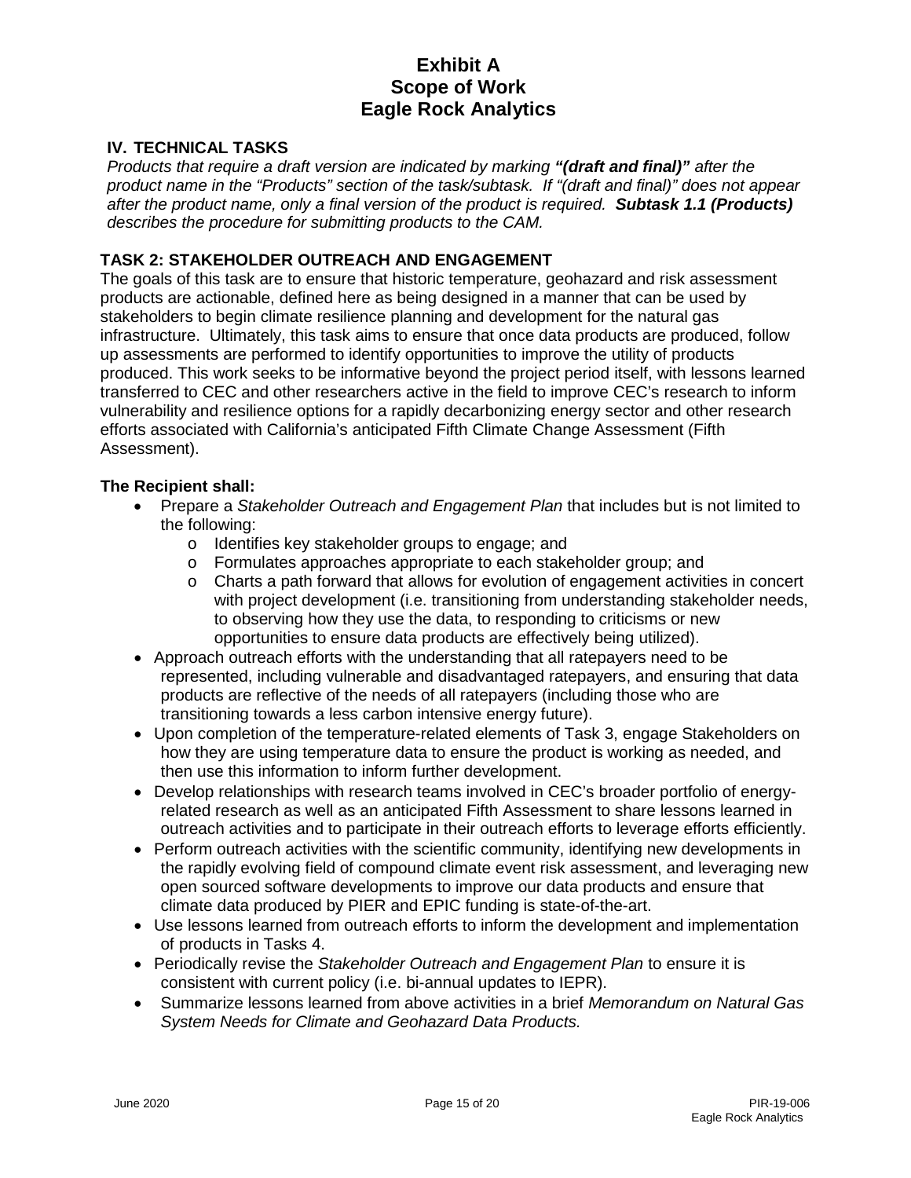## IV. TECHNICAL TASKS

*Products that require a draft version are indicated by marking **"(draft and final)"** after the product name in the "Products" section of the task/subtask. If "(draft and final)" does not appear after the product name, only a final version of the product is required. **Subtask 1.1 (Products)** describes the procedure for submitting products to the CAM.*

### TASK 2: STAKEHOLDER OUTREACH AND ENGAGEMENT

The goals of this task are to ensure that historic temperature, geohazard and risk assessment products are actionable, defined here as being designed in a manner that can be used by stakeholders to begin climate resilience planning and development for the natural gas infrastructure. Ultimately, this task aims to ensure that once data products are produced, follow up assessments are performed to identify opportunities to improve the utility of products produced. This work seeks to be informative beyond the project period itself, with lessons learned transferred to CEC and other researchers active in the field to improve CEC's research to inform vulnerability and resilience options for a rapidly decarbonizing energy sector and other research efforts associated with California's anticipated Fifth Climate Change Assessment (Fifth Assessment).

**The Recipient shall:**

- Prepare a *Stakeholder Outreach and Engagement Plan* that includes but is not limited to the following:
  - Identifies key stakeholder groups to engage; and
  - Formulates approaches appropriate to each stakeholder group; and
  - Charts a path forward that allows for evolution of engagement activities in concert with project development (i.e. transitioning from understanding stakeholder needs, to observing how they use the data, to responding to criticisms or new opportunities to ensure data products are effectively being utilized).
- Approach outreach efforts with the understanding that all ratepayers need to be represented, including vulnerable and disadvantaged ratepayers, and ensuring that data products are reflective of the needs of all ratepayers (including those who are transitioning towards a less carbon intensive energy future).
- Upon completion of the temperature-related elements of Task 3, engage Stakeholders on how they are using temperature data to ensure the product is working as needed, and then use this information to inform further development.
- Develop relationships with research teams involved in CEC's broader portfolio of energy-related research as well as an anticipated Fifth Assessment to share lessons learned in outreach activities and to participate in their outreach efforts to leverage efforts efficiently.
- Perform outreach activities with the scientific community, identifying new developments in the rapidly evolving field of compound climate event risk assessment, and leveraging new open sourced software developments to improve our data products and ensure that climate data produced by PIER and EPIC funding is state-of-the-art.
- Use lessons learned from outreach efforts to inform the development and implementation of products in Tasks 4.
- Periodically revise the *Stakeholder Outreach and Engagement Plan* to ensure it is consistent with current policy (i.e. bi-annual updates to IEPR).
- Summarize lessons learned from above activities in a brief *Memorandum on Natural Gas System Needs for Climate and Geohazard Data Products.*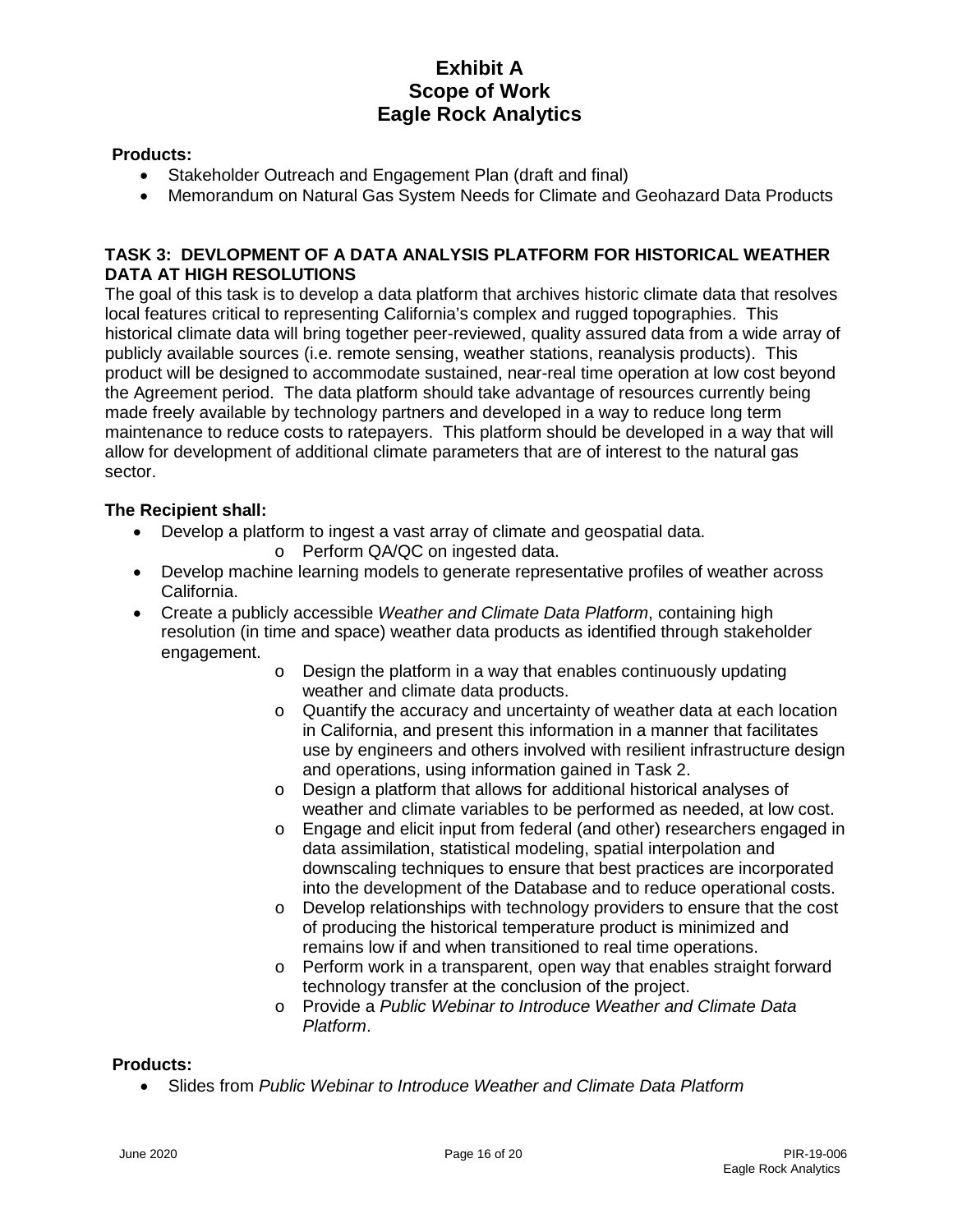**Products:**

- Stakeholder Outreach and Engagement Plan (draft and final)
- Memorandum on Natural Gas System Needs for Climate and Geohazard Data Products

## TASK 3: DEVLOPMENT OF A DATA ANALYSIS PLATFORM FOR HISTORICAL WEATHER DATA AT HIGH RESOLUTIONS

The goal of this task is to develop a data platform that archives historic climate data that resolves local features critical to representing California's complex and rugged topographies. This historical climate data will bring together peer-reviewed, quality assured data from a wide array of publicly available sources (i.e. remote sensing, weather stations, reanalysis products). This product will be designed to accommodate sustained, near-real time operation at low cost beyond the Agreement period. The data platform should take advantage of resources currently being made freely available by technology partners and developed in a way to reduce long term maintenance to reduce costs to ratepayers. This platform should be developed in a way that will allow for development of additional climate parameters that are of interest to the natural gas sector.

**The Recipient shall:**

- Develop a platform to ingest a vast array of climate and geospatial data.
  - Perform QA/QC on ingested data.
- Develop machine learning models to generate representative profiles of weather across California.
- Create a publicly accessible *Weather and Climate Data Platform*, containing high resolution (in time and space) weather data products as identified through stakeholder engagement.
  - Design the platform in a way that enables continuously updating weather and climate data products.
  - Quantify the accuracy and uncertainty of weather data at each location in California, and present this information in a manner that facilitates use by engineers and others involved with resilient infrastructure design and operations, using information gained in Task 2.
  - Design a platform that allows for additional historical analyses of weather and climate variables to be performed as needed, at low cost.
  - Engage and elicit input from federal (and other) researchers engaged in data assimilation, statistical modeling, spatial interpolation and downscaling techniques to ensure that best practices are incorporated into the development of the Database and to reduce operational costs.
  - Develop relationships with technology providers to ensure that the cost of producing the historical temperature product is minimized and remains low if and when transitioned to real time operations.
  - Perform work in a transparent, open way that enables straight forward technology transfer at the conclusion of the project.
  - Provide a *Public Webinar to Introduce Weather and Climate Data Platform*.

**Products:**

- Slides from *Public Webinar to Introduce Weather and Climate Data Platform*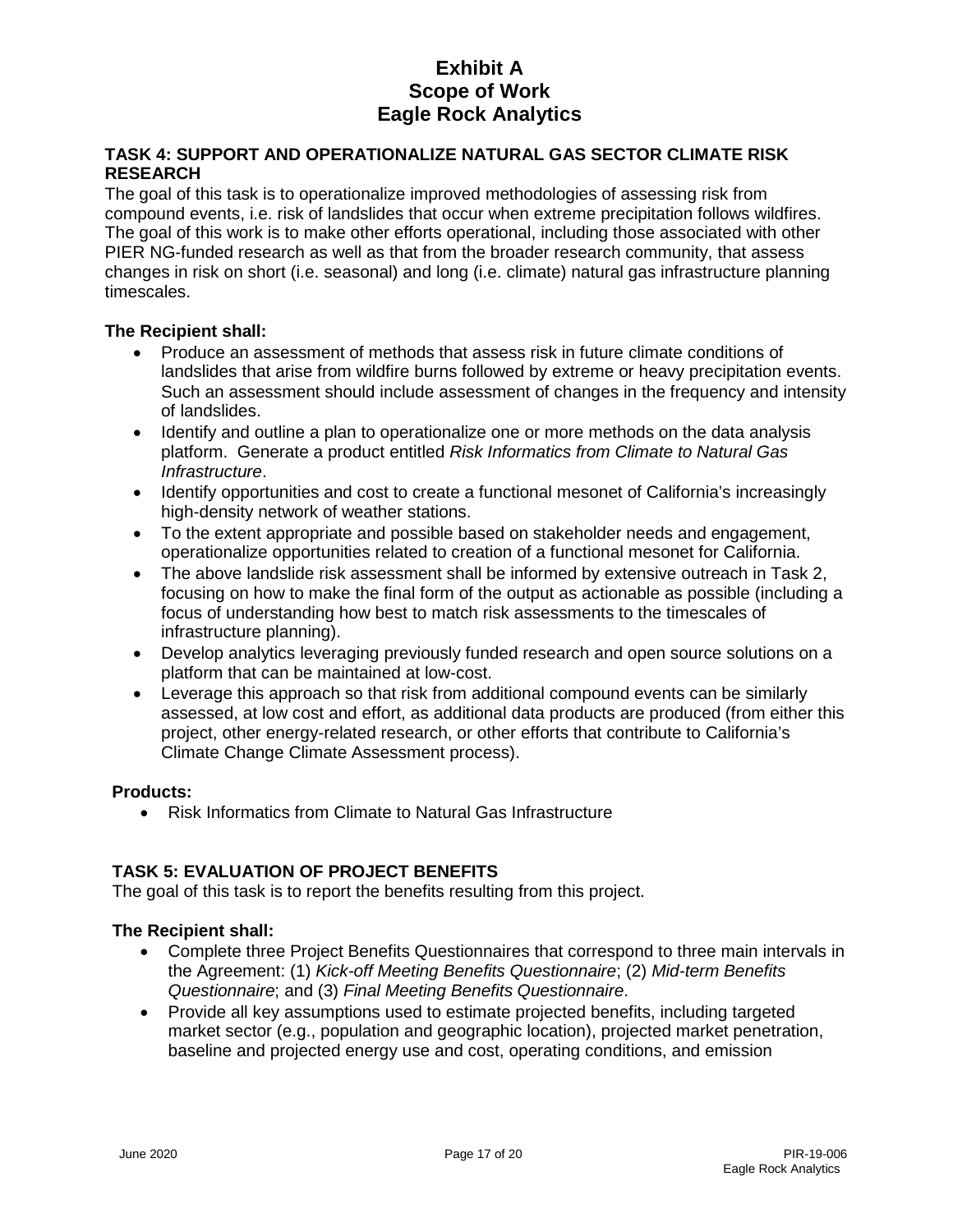## TASK 4: SUPPORT AND OPERATIONALIZE NATURAL GAS SECTOR CLIMATE RISK RESEARCH

The goal of this task is to operationalize improved methodologies of assessing risk from compound events, i.e. risk of landslides that occur when extreme precipitation follows wildfires. The goal of this work is to make other efforts operational, including those associated with other PIER NG-funded research as well as that from the broader research community, that assess changes in risk on short (i.e. seasonal) and long (i.e. climate) natural gas infrastructure planning timescales.

**The Recipient shall:**

- Produce an assessment of methods that assess risk in future climate conditions of landslides that arise from wildfire burns followed by extreme or heavy precipitation events. Such an assessment should include assessment of changes in the frequency and intensity of landslides.
- Identify and outline a plan to operationalize one or more methods on the data analysis platform. Generate a product entitled *Risk Informatics from Climate to Natural Gas Infrastructure*.
- Identify opportunities and cost to create a functional mesonet of California's increasingly high-density network of weather stations.
- To the extent appropriate and possible based on stakeholder needs and engagement, operationalize opportunities related to creation of a functional mesonet for California.
- The above landslide risk assessment shall be informed by extensive outreach in Task 2, focusing on how to make the final form of the output as actionable as possible (including a focus of understanding how best to match risk assessments to the timescales of infrastructure planning).
- Develop analytics leveraging previously funded research and open source solutions on a platform that can be maintained at low-cost.
- Leverage this approach so that risk from additional compound events can be similarly assessed, at low cost and effort, as additional data products are produced (from either this project, other energy-related research, or other efforts that contribute to California's Climate Change Climate Assessment process).

**Products:**

- Risk Informatics from Climate to Natural Gas Infrastructure

## TASK 5: EVALUATION OF PROJECT BENEFITS

The goal of this task is to report the benefits resulting from this project.

**The Recipient shall:**

- Complete three Project Benefits Questionnaires that correspond to three main intervals in the Agreement: (1) *Kick-off Meeting Benefits Questionnaire*; (2) *Mid-term Benefits Questionnaire*; and (3) *Final Meeting Benefits Questionnaire*.
- Provide all key assumptions used to estimate projected benefits, including targeted market sector (e.g., population and geographic location), projected market penetration, baseline and projected energy use and cost, operating conditions, and emission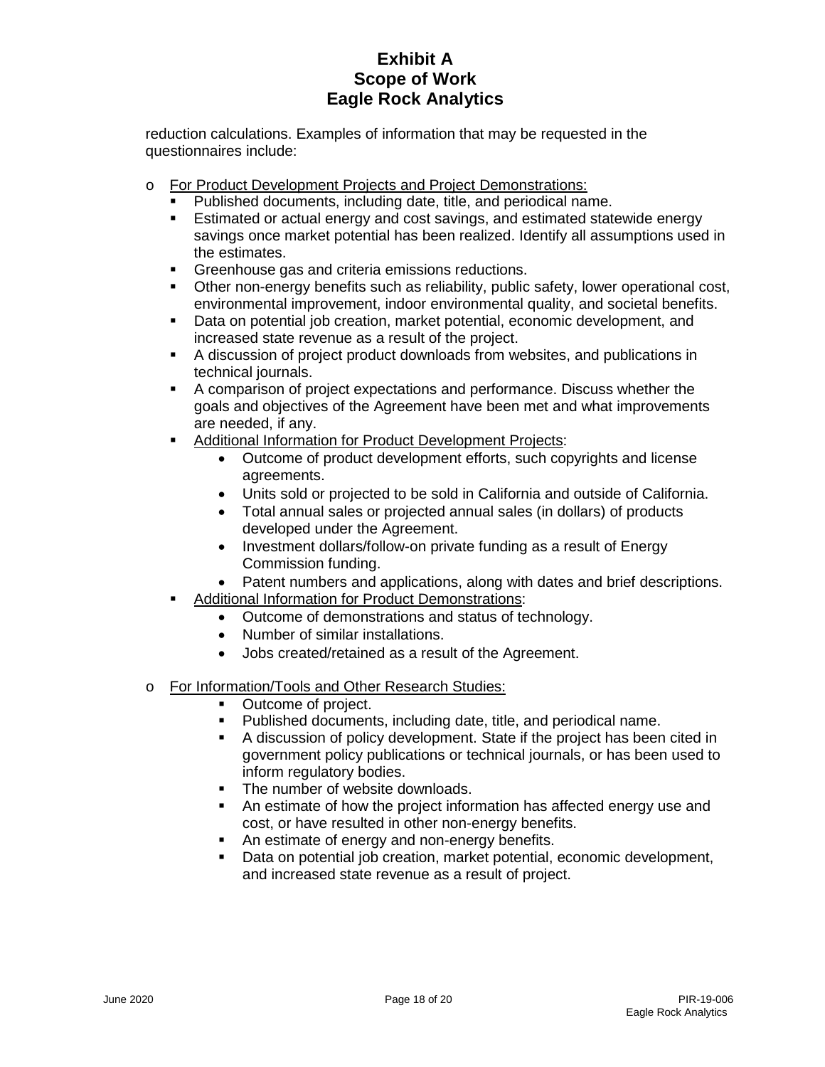reduction calculations. Examples of information that may be requested in the questionnaires include:

- For Product Development Projects and Project Demonstrations:
  - Published documents, including date, title, and periodical name.
  - Estimated or actual energy and cost savings, and estimated statewide energy savings once market potential has been realized. Identify all assumptions used in the estimates.
  - Greenhouse gas and criteria emissions reductions.
  - Other non-energy benefits such as reliability, public safety, lower operational cost, environmental improvement, indoor environmental quality, and societal benefits.
  - Data on potential job creation, market potential, economic development, and increased state revenue as a result of the project.
  - A discussion of project product downloads from websites, and publications in technical journals.
  - A comparison of project expectations and performance. Discuss whether the goals and objectives of the Agreement have been met and what improvements are needed, if any.
  - Additional Information for Product Development Projects:
    - Outcome of product development efforts, such copyrights and license agreements.
    - Units sold or projected to be sold in California and outside of California.
    - Total annual sales or projected annual sales (in dollars) of products developed under the Agreement.
    - Investment dollars/follow-on private funding as a result of Energy Commission funding.
    - Patent numbers and applications, along with dates and brief descriptions.
  - Additional Information for Product Demonstrations:
    - Outcome of demonstrations and status of technology.
    - Number of similar installations.
    - Jobs created/retained as a result of the Agreement.

- For Information/Tools and Other Research Studies:
  - Outcome of project.
  - Published documents, including date, title, and periodical name.
  - A discussion of policy development. State if the project has been cited in government policy publications or technical journals, or has been used to inform regulatory bodies.
  - The number of website downloads.
  - An estimate of how the project information has affected energy use and cost, or have resulted in other non-energy benefits.
  - An estimate of energy and non-energy benefits.
  - Data on potential job creation, market potential, economic development, and increased state revenue as a result of project.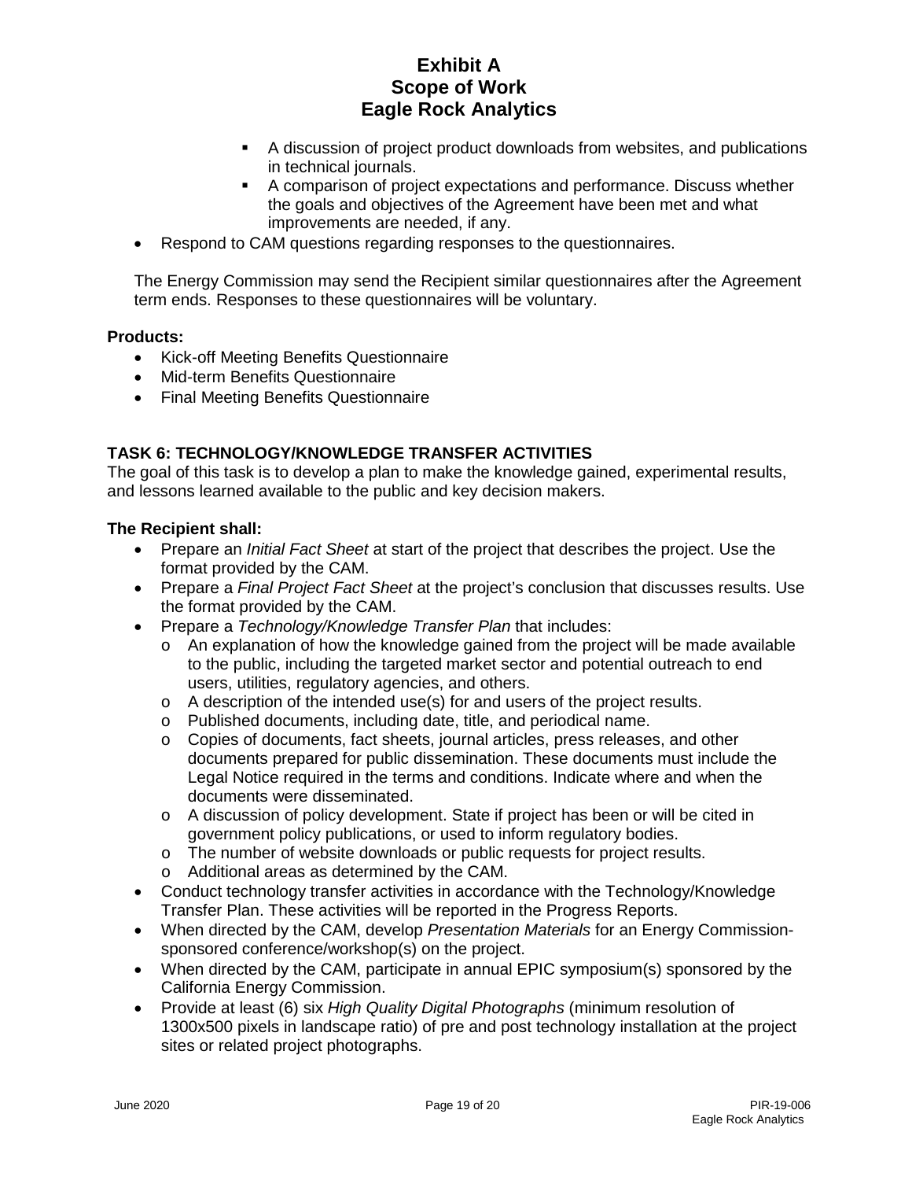- A discussion of project product downloads from websites, and publications in technical journals.
    - A comparison of project expectations and performance. Discuss whether the goals and objectives of the Agreement have been met and what improvements are needed, if any.
- Respond to CAM questions regarding responses to the questionnaires.

The Energy Commission may send the Recipient similar questionnaires after the Agreement term ends. Responses to these questionnaires will be voluntary.

**Products:**

- Kick-off Meeting Benefits Questionnaire
- Mid-term Benefits Questionnaire
- Final Meeting Benefits Questionnaire

## TASK 6: TECHNOLOGY/KNOWLEDGE TRANSFER ACTIVITIES

The goal of this task is to develop a plan to make the knowledge gained, experimental results, and lessons learned available to the public and key decision makers.

**The Recipient shall:**

- Prepare an *Initial Fact Sheet* at start of the project that describes the project. Use the format provided by the CAM.
- Prepare a *Final Project Fact Sheet* at the project's conclusion that discusses results. Use the format provided by the CAM.
- Prepare a *Technology/Knowledge Transfer Plan* that includes:
    - An explanation of how the knowledge gained from the project will be made available to the public, including the targeted market sector and potential outreach to end users, utilities, regulatory agencies, and others.
    - A description of the intended use(s) for and users of the project results.
    - Published documents, including date, title, and periodical name.
    - Copies of documents, fact sheets, journal articles, press releases, and other documents prepared for public dissemination. These documents must include the Legal Notice required in the terms and conditions. Indicate where and when the documents were disseminated.
    - A discussion of policy development. State if project has been or will be cited in government policy publications, or used to inform regulatory bodies.
    - The number of website downloads or public requests for project results.
    - Additional areas as determined by the CAM.
- Conduct technology transfer activities in accordance with the Technology/Knowledge Transfer Plan. These activities will be reported in the Progress Reports.
- When directed by the CAM, develop *Presentation Materials* for an Energy Commission-sponsored conference/workshop(s) on the project.
- When directed by the CAM, participate in annual EPIC symposium(s) sponsored by the California Energy Commission.
- Provide at least (6) six *High Quality Digital Photographs* (minimum resolution of 1300x500 pixels in landscape ratio) of pre and post technology installation at the project sites or related project photographs.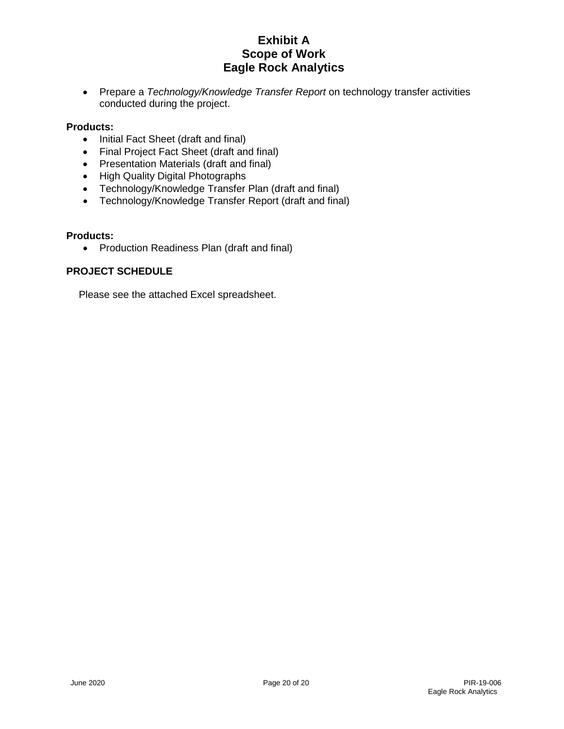- Prepare a *Technology/Knowledge Transfer Report* on technology transfer activities conducted during the project.

**Products:**

- Initial Fact Sheet (draft and final)
- Final Project Fact Sheet (draft and final)
- Presentation Materials (draft and final)
- High Quality Digital Photographs
- Technology/Knowledge Transfer Plan (draft and final)
- Technology/Knowledge Transfer Report (draft and final)

**Products:**

- Production Readiness Plan (draft and final)

**PROJECT SCHEDULE**

Please see the attached Excel spreadsheet.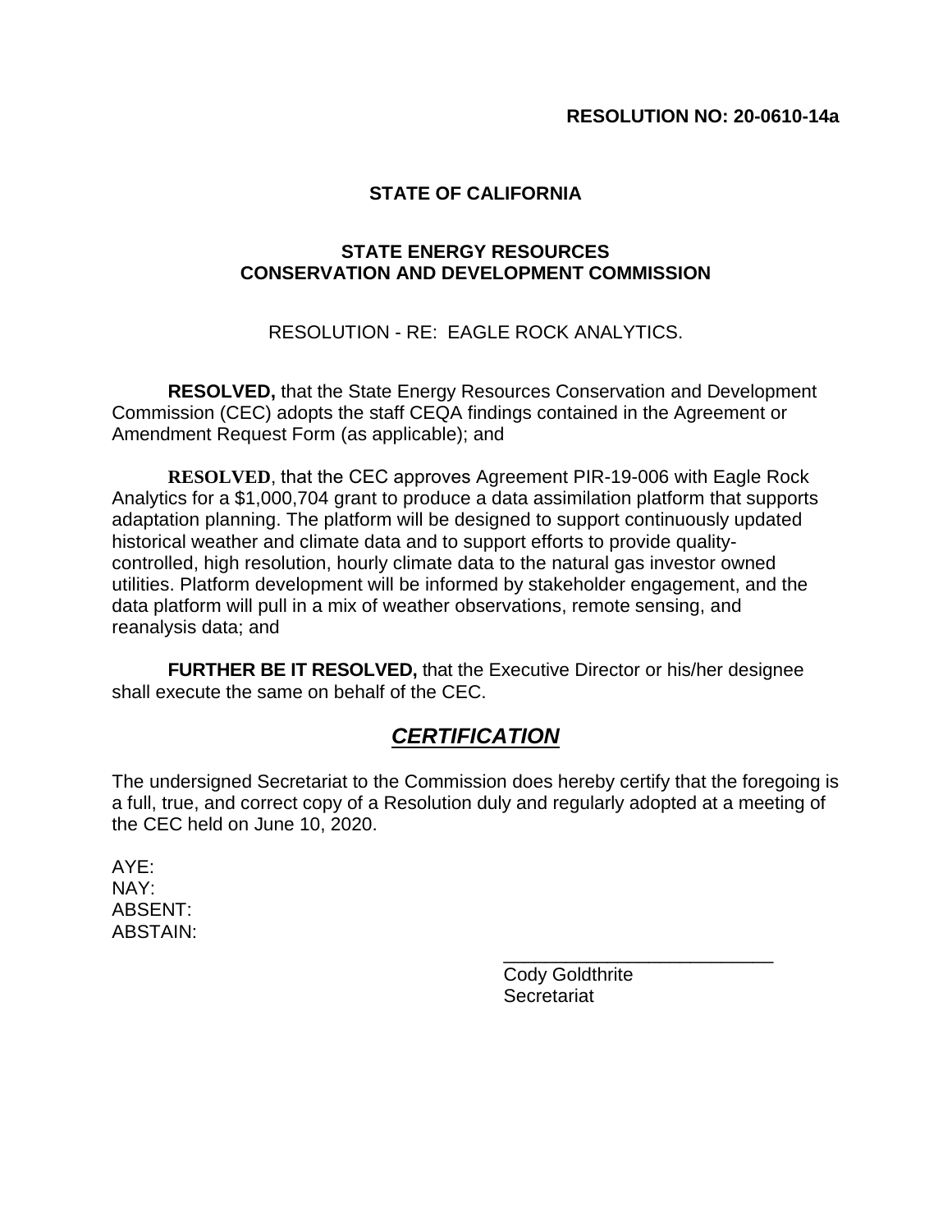**RESOLUTION NO: 20-0610-14a**

**STATE OF CALIFORNIA**

**STATE ENERGY RESOURCES**
**CONSERVATION AND DEVELOPMENT COMMISSION**

RESOLUTION - RE: EAGLE ROCK ANALYTICS.

**RESOLVED,** that the State Energy Resources Conservation and Development Commission (CEC) adopts the staff CEQA findings contained in the Agreement or Amendment Request Form (as applicable); and

**RESOLVED**, that the CEC approves Agreement PIR-19-006 with Eagle Rock Analytics for a $1,000,704 grant to produce a data assimilation platform that supports adaptation planning. The platform will be designed to support continuously updated historical weather and climate data and to support efforts to provide quality-controlled, high resolution, hourly climate data to the natural gas investor owned utilities. Platform development will be informed by stakeholder engagement, and the data platform will pull in a mix of weather observations, remote sensing, and reanalysis data; and

**FURTHER BE IT RESOLVED,** that the Executive Director or his/her designee shall execute the same on behalf of the CEC.

## ***CERTIFICATION***

The undersigned Secretariat to the Commission does hereby certify that the foregoing is a full, true, and correct copy of a Resolution duly and regularly adopted at a meeting of the CEC held on June 10, 2020.

AYE:
NAY:
ABSENT:
ABSTAIN:

\_\_\_\_\_\_\_\_\_\_\_\_\_\_\_\_\_\_\_\_\_\_\_\_\_\_
Cody Goldthrite
Secretariat